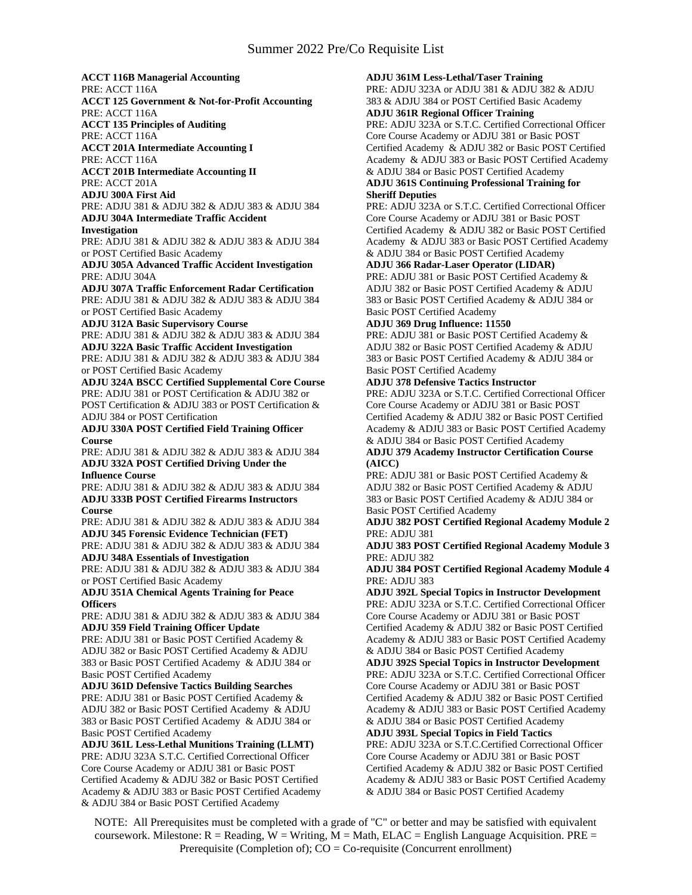# Summer 2022 Pre/Co Requisite List

**ACCT 116B Managerial Accounting**
PRE: ACCT 116A
**ACCT 125 Government & Not-for-Profit Accounting**
PRE: ACCT 116A
**ACCT 135 Principles of Auditing**
PRE: ACCT 116A
**ACCT 201A Intermediate Accounting I**
PRE: ACCT 116A
**ACCT 201B Intermediate Accounting II**
PRE: ACCT 201A
**ADJU 300A First Aid**
PRE: ADJU 381 & ADJU 382 & ADJU 383 & ADJU 384
**ADJU 304A Intermediate Traffic Accident Investigation**
PRE: ADJU 381 & ADJU 382 & ADJU 383 & ADJU 384 or POST Certified Basic Academy
**ADJU 305A Advanced Traffic Accident Investigation**
PRE: ADJU 304A
**ADJU 307A Traffic Enforcement Radar Certification**
PRE: ADJU 381 & ADJU 382 & ADJU 383 & ADJU 384 or POST Certified Basic Academy
**ADJU 312A Basic Supervisory Course**
PRE: ADJU 381 & ADJU 382 & ADJU 383 & ADJU 384
**ADJU 322A Basic Traffic Accident Investigation**
PRE: ADJU 381 & ADJU 382 & ADJU 383 & ADJU 384 or POST Certified Basic Academy
**ADJU 324A BSCC Certified Supplemental Core Course**
PRE: ADJU 381 or POST Certification & ADJU 382 or POST Certification & ADJU 383 or POST Certification & ADJU 384 or POST Certification
**ADJU 330A POST Certified Field Training Officer Course**
PRE: ADJU 381 & ADJU 382 & ADJU 383 & ADJU 384
**ADJU 332A POST Certified Driving Under the Influence Course**
PRE: ADJU 381 & ADJU 382 & ADJU 383 & ADJU 384
**ADJU 333B POST Certified Firearms Instructors Course**
PRE: ADJU 381 & ADJU 382 & ADJU 383 & ADJU 384
**ADJU 345 Forensic Evidence Technician (FET)**
PRE: ADJU 381 & ADJU 382 & ADJU 383 & ADJU 384
**ADJU 348A Essentials of Investigation**
PRE: ADJU 381 & ADJU 382 & ADJU 383 & ADJU 384 or POST Certified Basic Academy
**ADJU 351A Chemical Agents Training for Peace Officers**
PRE: ADJU 381 & ADJU 382 & ADJU 383 & ADJU 384
**ADJU 359 Field Training Officer Update**
PRE: ADJU 381 or Basic POST Certified Academy & ADJU 382 or Basic POST Certified Academy & ADJU 383 or Basic POST Certified Academy & ADJU 384 or Basic POST Certified Academy
**ADJU 361D Defensive Tactics Building Searches**
PRE: ADJU 381 or Basic POST Certified Academy & ADJU 382 or Basic POST Certified Academy & ADJU 383 or Basic POST Certified Academy & ADJU 384 or Basic POST Certified Academy
**ADJU 361L Less-Lethal Munitions Training (LLMT)**
PRE: ADJU 323A S.T.C. Certified Correctional Officer Core Course Academy or ADJU 381 or Basic POST Certified Academy & ADJU 382 or Basic POST Certified Academy & ADJU 383 or Basic POST Certified Academy & ADJU 384 or Basic POST Certified Academy
**ADJU 361M Less-Lethal/Taser Training**
PRE: ADJU 323A or ADJU 381 & ADJU 382 & ADJU 383 & ADJU 384 or POST Certified Basic Academy
**ADJU 361R Regional Officer Training**
PRE: ADJU 323A or S.T.C. Certified Correctional Officer Core Course Academy or ADJU 381 or Basic POST Certified Academy & ADJU 382 or Basic POST Certified Academy & ADJU 383 or Basic POST Certified Academy & ADJU 384 or Basic POST Certified Academy
**ADJU 361S Continuing Professional Training for Sheriff Deputies**
PRE: ADJU 323A or S.T.C. Certified Correctional Officer Core Course Academy or ADJU 381 or Basic POST Certified Academy & ADJU 382 or Basic POST Certified Academy & ADJU 383 or Basic POST Certified Academy & ADJU 384 or Basic POST Certified Academy
**ADJU 366 Radar-Laser Operator (LIDAR)**
PRE: ADJU 381 or Basic POST Certified Academy & ADJU 382 or Basic POST Certified Academy & ADJU 383 or Basic POST Certified Academy & ADJU 384 or Basic POST Certified Academy
**ADJU 369 Drug Influence: 11550**
PRE: ADJU 381 or Basic POST Certified Academy & ADJU 382 or Basic POST Certified Academy & ADJU 383 or Basic POST Certified Academy & ADJU 384 or Basic POST Certified Academy
**ADJU 378 Defensive Tactics Instructor**
PRE: ADJU 323A or S.T.C. Certified Correctional Officer Core Course Academy or ADJU 381 or Basic POST Certified Academy & ADJU 382 or Basic POST Certified Academy & ADJU 383 or Basic POST Certified Academy & ADJU 384 or Basic POST Certified Academy
**ADJU 379 Academy Instructor Certification Course (AICC)**
PRE: ADJU 381 or Basic POST Certified Academy & ADJU 382 or Basic POST Certified Academy & ADJU 383 or Basic POST Certified Academy & ADJU 384 or Basic POST Certified Academy
**ADJU 382 POST Certified Regional Academy Module 2**
PRE: ADJU 381
**ADJU 383 POST Certified Regional Academy Module 3**
PRE: ADJU 382
**ADJU 384 POST Certified Regional Academy Module 4**
PRE: ADJU 383
**ADJU 392L Special Topics in Instructor Development**
PRE: ADJU 323A or S.T.C. Certified Correctional Officer Core Course Academy or ADJU 381 or Basic POST Certified Academy & ADJU 382 or Basic POST Certified Academy & ADJU 383 or Basic POST Certified Academy & ADJU 384 or Basic POST Certified Academy
**ADJU 392S Special Topics in Instructor Development**
PRE: ADJU 323A or S.T.C. Certified Correctional Officer Core Course Academy or ADJU 381 or Basic POST Certified Academy & ADJU 382 or Basic POST Certified Academy & ADJU 383 or Basic POST Certified Academy & ADJU 384 or Basic POST Certified Academy
**ADJU 393L Special Topics in Field Tactics**
PRE: ADJU 323A or S.T.C.Certified Correctional Officer Core Course Academy or ADJU 381 or Basic POST Certified Academy & ADJU 382 or Basic POST Certified Academy & ADJU 383 or Basic POST Certified Academy & ADJU 384 or Basic POST Certified Academy

NOTE: All Prerequisites must be completed with a grade of "C" or better and may be satisfied with equivalent coursework. Milestone: R = Reading, W = Writing, M = Math, ELAC = English Language Acquisition. PRE = Prerequisite (Completion of); CO = Co-requisite (Concurrent enrollment)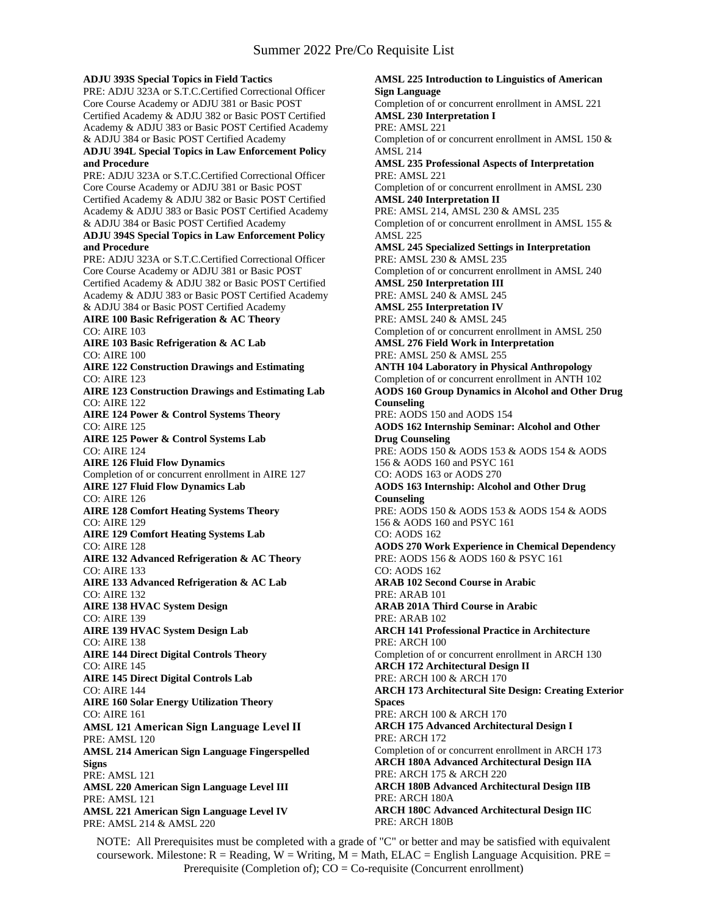# Summer 2022 Pre/Co Requisite List

**ADJU 393S Special Topics in Field Tactics**
PRE: ADJU 323A or S.T.C.Certified Correctional Officer Core Course Academy or ADJU 381 or Basic POST Certified Academy & ADJU 382 or Basic POST Certified Academy & ADJU 383 or Basic POST Certified Academy & ADJU 384 or Basic POST Certified Academy

**ADJU 394L Special Topics in Law Enforcement Policy and Procedure**
PRE: ADJU 323A or S.T.C.Certified Correctional Officer Core Course Academy or ADJU 381 or Basic POST Certified Academy & ADJU 382 or Basic POST Certified Academy & ADJU 383 or Basic POST Certified Academy & ADJU 384 or Basic POST Certified Academy

**ADJU 394S Special Topics in Law Enforcement Policy and Procedure**
PRE: ADJU 323A or S.T.C.Certified Correctional Officer Core Course Academy or ADJU 381 or Basic POST Certified Academy & ADJU 382 or Basic POST Certified Academy & ADJU 383 or Basic POST Certified Academy & ADJU 384 or Basic POST Certified Academy

**AIRE 100 Basic Refrigeration & AC Theory**
CO: AIRE 103

**AIRE 103 Basic Refrigeration & AC Lab**
CO: AIRE 100

**AIRE 122 Construction Drawings and Estimating**
CO: AIRE 123

**AIRE 123 Construction Drawings and Estimating Lab**
CO: AIRE 122

**AIRE 124 Power & Control Systems Theory**
CO: AIRE 125

**AIRE 125 Power & Control Systems Lab**
CO: AIRE 124

**AIRE 126 Fluid Flow Dynamics**
Completion of or concurrent enrollment in AIRE 127

**AIRE 127 Fluid Flow Dynamics Lab**
CO: AIRE 126

**AIRE 128 Comfort Heating Systems Theory**
CO: AIRE 129

**AIRE 129 Comfort Heating Systems Lab**
CO: AIRE 128

**AIRE 132 Advanced Refrigeration & AC Theory**
CO: AIRE 133

**AIRE 133 Advanced Refrigeration & AC Lab**
CO: AIRE 132

**AIRE 138 HVAC System Design**
CO: AIRE 139

**AIRE 139 HVAC System Design Lab**
CO: AIRE 138

**AIRE 144 Direct Digital Controls Theory**
CO: AIRE 145

**AIRE 145 Direct Digital Controls Lab**
CO: AIRE 144

**AIRE 160 Solar Energy Utilization Theory**
CO: AIRE 161

**AMSL 121 American Sign Language Level II**
PRE: AMSL 120

**AMSL 214 American Sign Language Fingerspelled Signs**
PRE: AMSL 121

**AMSL 220 American Sign Language Level III**
PRE: AMSL 121

**AMSL 221 American Sign Language Level IV**
PRE: AMSL 214 & AMSL 220

**AMSL 225 Introduction to Linguistics of American Sign Language**
Completion of or concurrent enrollment in AMSL 221

**AMSL 230 Interpretation I**
PRE: AMSL 221
Completion of or concurrent enrollment in AMSL 150 & AMSL 214

**AMSL 235 Professional Aspects of Interpretation**
PRE: AMSL 221
Completion of or concurrent enrollment in AMSL 230

**AMSL 240 Interpretation II**
PRE: AMSL 214, AMSL 230 & AMSL 235
Completion of or concurrent enrollment in AMSL 155 & AMSL 225

**AMSL 245 Specialized Settings in Interpretation**
PRE: AMSL 230 & AMSL 235
Completion of or concurrent enrollment in AMSL 240

**AMSL 250 Interpretation III**
PRE: AMSL 240 & AMSL 245

**AMSL 255 Interpretation IV**
PRE: AMSL 240 & AMSL 245
Completion of or concurrent enrollment in AMSL 250

**AMSL 276 Field Work in Interpretation**
PRE: AMSL 250 & AMSL 255

**ANTH 104 Laboratory in Physical Anthropology**
Completion of or concurrent enrollment in ANTH 102

**AODS 160 Group Dynamics in Alcohol and Other Drug Counseling**
PRE: AODS 150 and AODS 154

**AODS 162 Internship Seminar: Alcohol and Other Drug Counseling**
PRE: AODS 150 & AODS 153 & AODS 154 & AODS 156 & AODS 160 and PSYC 161
CO: AODS 163 or AODS 270

**AODS 163 Internship: Alcohol and Other Drug Counseling**
PRE: AODS 150 & AODS 153 & AODS 154 & AODS 156 & AODS 160 and PSYC 161
CO: AODS 162

**AODS 270 Work Experience in Chemical Dependency**
PRE: AODS 156 & AODS 160 & PSYC 161
CO: AODS 162

**ARAB 102 Second Course in Arabic**
PRE: ARAB 101

**ARAB 201A Third Course in Arabic**
PRE: ARAB 102

**ARCH 141 Professional Practice in Architecture**
PRE: ARCH 100
Completion of or concurrent enrollment in ARCH 130

**ARCH 172 Architectural Design II**
PRE: ARCH 100 & ARCH 170

**ARCH 173 Architectural Site Design: Creating Exterior Spaces**
PRE: ARCH 100 & ARCH 170

**ARCH 175 Advanced Architectural Design I**
PRE: ARCH 172
Completion of or concurrent enrollment in ARCH 173

**ARCH 180A Advanced Architectural Design IIA**
PRE: ARCH 175 & ARCH 220

**ARCH 180B Advanced Architectural Design IIB**
PRE: ARCH 180A

**ARCH 180C Advanced Architectural Design IIC**
PRE: ARCH 180B

NOTE: All Prerequisites must be completed with a grade of "C" or better and may be satisfied with equivalent coursework. Milestone: R = Reading, W = Writing, M = Math, ELAC = English Language Acquisition. PRE = Prerequisite (Completion of); CO = Co-requisite (Concurrent enrollment)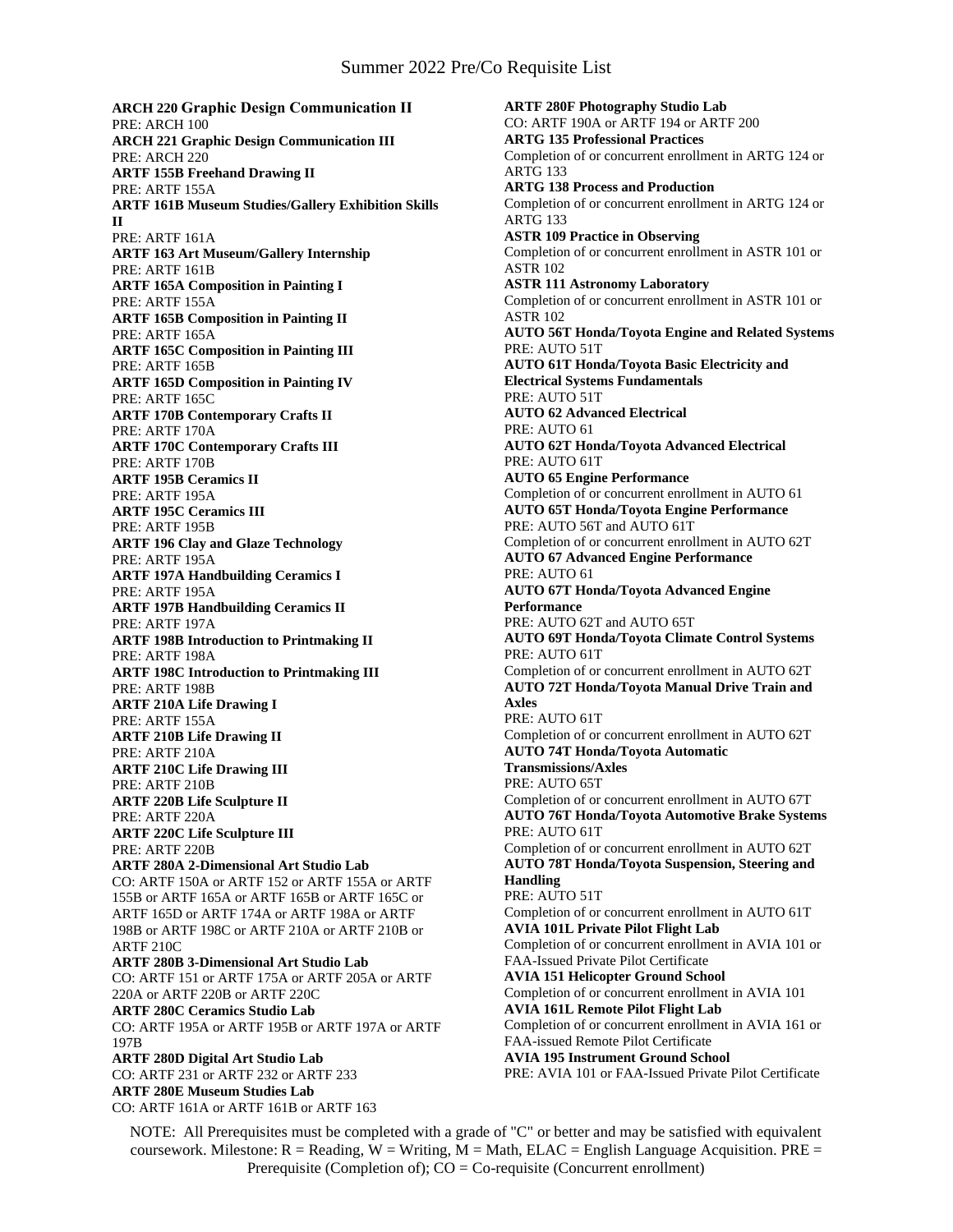# Summer 2022 Pre/Co Requisite List

**ARCH 220 Graphic Design Communication II**
PRE: ARCH 100

**ARCH 221 Graphic Design Communication III**
PRE: ARCH 220

**ARTF 155B Freehand Drawing II**
PRE: ARTF 155A

**ARTF 161B Museum Studies/Gallery Exhibition Skills II**
PRE: ARTF 161A

**ARTF 163 Art Museum/Gallery Internship**
PRE: ARTF 161B

**ARTF 165A Composition in Painting I**
PRE: ARTF 155A

**ARTF 165B Composition in Painting II**
PRE: ARTF 165A

**ARTF 165C Composition in Painting III**
PRE: ARTF 165B

**ARTF 165D Composition in Painting IV**
PRE: ARTF 165C

**ARTF 170B Contemporary Crafts II**
PRE: ARTF 170A

**ARTF 170C Contemporary Crafts III**
PRE: ARTF 170B

**ARTF 195B Ceramics II**
PRE: ARTF 195A

**ARTF 195C Ceramics III**
PRE: ARTF 195B

**ARTF 196 Clay and Glaze Technology**
PRE: ARTF 195A

**ARTF 197A Handbuilding Ceramics I**
PRE: ARTF 195A

**ARTF 197B Handbuilding Ceramics II**
PRE: ARTF 197A

**ARTF 198B Introduction to Printmaking II**
PRE: ARTF 198A

**ARTF 198C Introduction to Printmaking III**
PRE: ARTF 198B

**ARTF 210A Life Drawing I**
PRE: ARTF 155A

**ARTF 210B Life Drawing II**
PRE: ARTF 210A

**ARTF 210C Life Drawing III**
PRE: ARTF 210B

**ARTF 220B Life Sculpture II**
PRE: ARTF 220A

**ARTF 220C Life Sculpture III**
PRE: ARTF 220B

**ARTF 280A 2-Dimensional Art Studio Lab**
CO: ARTF 150A or ARTF 152 or ARTF 155A or ARTF 155B or ARTF 165A or ARTF 165B or ARTF 165C or ARTF 165D or ARTF 174A or ARTF 198A or ARTF 198B or ARTF 198C or ARTF 210A or ARTF 210B or ARTF 210C

**ARTF 280B 3-Dimensional Art Studio Lab**
CO: ARTF 151 or ARTF 175A or ARTF 205A or ARTF 220A or ARTF 220B or ARTF 220C

**ARTF 280C Ceramics Studio Lab**
CO: ARTF 195A or ARTF 195B or ARTF 197A or ARTF 197B

**ARTF 280D Digital Art Studio Lab**
CO: ARTF 231 or ARTF 232 or ARTF 233

**ARTF 280E Museum Studies Lab**
CO: ARTF 161A or ARTF 161B or ARTF 163

**ARTF 280F Photography Studio Lab**
CO: ARTF 190A or ARTF 194 or ARTF 200

**ARTG 135 Professional Practices**
Completion of or concurrent enrollment in ARTG 124 or ARTG 133

**ARTG 138 Process and Production**
Completion of or concurrent enrollment in ARTG 124 or ARTG 133

**ASTR 109 Practice in Observing**
Completion of or concurrent enrollment in ASTR 101 or ASTR 102

**ASTR 111 Astronomy Laboratory**
Completion of or concurrent enrollment in ASTR 101 or ASTR 102

**AUTO 56T Honda/Toyota Engine and Related Systems**
PRE: AUTO 51T

**AUTO 61T Honda/Toyota Basic Electricity and Electrical Systems Fundamentals**
PRE: AUTO 51T

**AUTO 62 Advanced Electrical**
PRE: AUTO 61

**AUTO 62T Honda/Toyota Advanced Electrical**
PRE: AUTO 61T

**AUTO 65 Engine Performance**
Completion of or concurrent enrollment in AUTO 61

**AUTO 65T Honda/Toyota Engine Performance**
PRE: AUTO 56T and AUTO 61T
Completion of or concurrent enrollment in AUTO 62T

**AUTO 67 Advanced Engine Performance**
PRE: AUTO 61

**AUTO 67T Honda/Toyota Advanced Engine Performance**
PRE: AUTO 62T and AUTO 65T

**AUTO 69T Honda/Toyota Climate Control Systems**
PRE: AUTO 61T
Completion of or concurrent enrollment in AUTO 62T

**AUTO 72T Honda/Toyota Manual Drive Train and Axles**
PRE: AUTO 61T
Completion of or concurrent enrollment in AUTO 62T

**AUTO 74T Honda/Toyota Automatic Transmissions/Axles**
PRE: AUTO 65T
Completion of or concurrent enrollment in AUTO 67T

**AUTO 76T Honda/Toyota Automotive Brake Systems**
PRE: AUTO 61T
Completion of or concurrent enrollment in AUTO 62T

**AUTO 78T Honda/Toyota Suspension, Steering and Handling**
PRE: AUTO 51T
Completion of or concurrent enrollment in AUTO 61T

**AVIA 101L Private Pilot Flight Lab**
Completion of or concurrent enrollment in AVIA 101 or FAA-Issued Private Pilot Certificate

**AVIA 151 Helicopter Ground School**
Completion of or concurrent enrollment in AVIA 101

**AVIA 161L Remote Pilot Flight Lab**
Completion of or concurrent enrollment in AVIA 161 or FAA-issued Remote Pilot Certificate

**AVIA 195 Instrument Ground School**
PRE: AVIA 101 or FAA-Issued Private Pilot Certificate

NOTE: All Prerequisites must be completed with a grade of "C" or better and may be satisfied with equivalent coursework. Milestone: R = Reading, W = Writing, M = Math, ELAC = English Language Acquisition. PRE = Prerequisite (Completion of); CO = Co-requisite (Concurrent enrollment)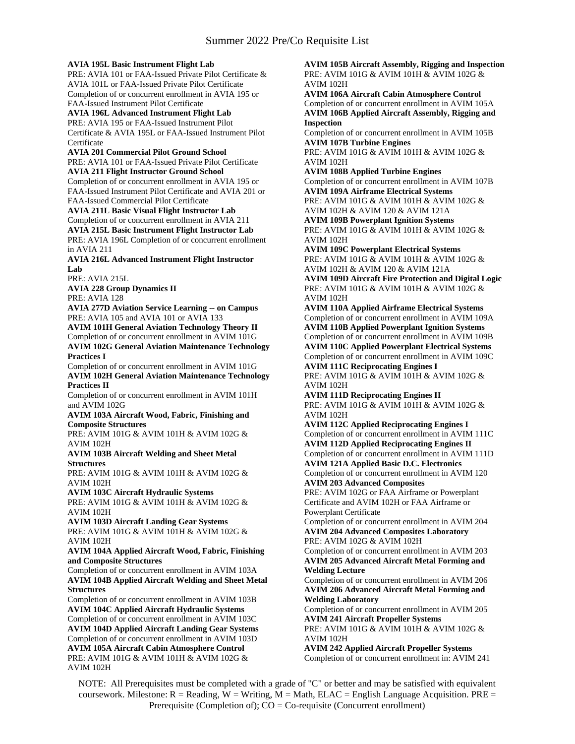# Summer 2022 Pre/Co Requisite List

**AVIA 195L Basic Instrument Flight Lab**
PRE: AVIA 101 or FAA-Issued Private Pilot Certificate & AVIA 101L or FAA-Issued Private Pilot Certificate
Completion of or concurrent enrollment in AVIA 195 or FAA-Issued Instrument Pilot Certificate

**AVIA 196L Advanced Instrument Flight Lab**
PRE: AVIA 195 or FAA-Issued Instrument Pilot Certificate & AVIA 195L or FAA-Issued Instrument Pilot Certificate

**AVIA 201 Commercial Pilot Ground School**
PRE: AVIA 101 or FAA-Issued Private Pilot Certificate

**AVIA 211 Flight Instructor Ground School**
Completion of or concurrent enrollment in AVIA 195 or FAA-Issued Instrument Pilot Certificate and AVIA 201 or FAA-Issued Commercial Pilot Certificate

**AVIA 211L Basic Visual Flight Instructor Lab**
Completion of or concurrent enrollment in AVIA 211

**AVIA 215L Basic Instrument Flight Instructor Lab**
PRE: AVIA 196L Completion of or concurrent enrollment in AVIA 211

**AVIA 216L Advanced Instrument Flight Instructor Lab**
PRE: AVIA 215L

**AVIA 228 Group Dynamics II**
PRE: AVIA 128

**AVIA 277D Aviation Service Learning -- on Campus**
PRE: AVIA 105 and AVIA 101 or AVIA 133

**AVIM 101H General Aviation Technology Theory II**
Completion of or concurrent enrollment in AVIM 101G

**AVIM 102G General Aviation Maintenance Technology Practices I**
Completion of or concurrent enrollment in AVIM 101G

**AVIM 102H General Aviation Maintenance Technology Practices II**
Completion of or concurrent enrollment in AVIM 101H and AVIM 102G

**AVIM 103A Aircraft Wood, Fabric, Finishing and Composite Structures**
PRE: AVIM 101G & AVIM 101H & AVIM 102G & AVIM 102H

**AVIM 103B Aircraft Welding and Sheet Metal Structures**
PRE: AVIM 101G & AVIM 101H & AVIM 102G & AVIM 102H

**AVIM 103C Aircraft Hydraulic Systems**
PRE: AVIM 101G & AVIM 101H & AVIM 102G & AVIM 102H

**AVIM 103D Aircraft Landing Gear Systems**
PRE: AVIM 101G & AVIM 101H & AVIM 102G & AVIM 102H

**AVIM 104A Applied Aircraft Wood, Fabric, Finishing and Composite Structures**
Completion of or concurrent enrollment in AVIM 103A

**AVIM 104B Applied Aircraft Welding and Sheet Metal Structures**
Completion of or concurrent enrollment in AVIM 103B

**AVIM 104C Applied Aircraft Hydraulic Systems**
Completion of or concurrent enrollment in AVIM 103C

**AVIM 104D Applied Aircraft Landing Gear Systems**
Completion of or concurrent enrollment in AVIM 103D

**AVIM 105A Aircraft Cabin Atmosphere Control**
PRE: AVIM 101G & AVIM 101H & AVIM 102G & AVIM 102H

**AVIM 105B Aircraft Assembly, Rigging and Inspection**
PRE: AVIM 101G & AVIM 101H & AVIM 102G & AVIM 102H

**AVIM 106A Aircraft Cabin Atmosphere Control**
Completion of or concurrent enrollment in AVIM 105A

**AVIM 106B Applied Aircraft Assembly, Rigging and Inspection**
Completion of or concurrent enrollment in AVIM 105B

**AVIM 107B Turbine Engines**
PRE: AVIM 101G & AVIM 101H & AVIM 102G & AVIM 102H

**AVIM 108B Applied Turbine Engines**
Completion of or concurrent enrollment in AVIM 107B

**AVIM 109A Airframe Electrical Systems**
PRE: AVIM 101G & AVIM 101H & AVIM 102G & AVIM 102H & AVIM 120 & AVIM 121A

**AVIM 109B Powerplant Ignition Systems**
PRE: AVIM 101G & AVIM 101H & AVIM 102G & AVIM 102H

**AVIM 109C Powerplant Electrical Systems**
PRE: AVIM 101G & AVIM 101H & AVIM 102G & AVIM 102H & AVIM 120 & AVIM 121A

**AVIM 109D Aircraft Fire Protection and Digital Logic**
PRE: AVIM 101G & AVIM 101H & AVIM 102G & AVIM 102H

**AVIM 110A Applied Airframe Electrical Systems**
Completion of or concurrent enrollment in AVIM 109A

**AVIM 110B Applied Powerplant Ignition Systems**
Completion of or concurrent enrollment in AVIM 109B

**AVIM 110C Applied Powerplant Electrical Systems**
Completion of or concurrent enrollment in AVIM 109C

**AVIM 111C Reciprocating Engines I**
PRE: AVIM 101G & AVIM 101H & AVIM 102G & AVIM 102H

**AVIM 111D Reciprocating Engines II**
PRE: AVIM 101G & AVIM 101H & AVIM 102G & AVIM 102H

**AVIM 112C Applied Reciprocating Engines I**
Completion of or concurrent enrollment in AVIM 111C

**AVIM 112D Applied Reciprocating Engines II**
Completion of or concurrent enrollment in AVIM 111D

**AVIM 121A Applied Basic D.C. Electronics**
Completion of or concurrent enrollment in AVIM 120

**AVIM 203 Advanced Composites**
PRE: AVIM 102G or FAA Airframe or Powerplant Certificate and AVIM 102H or FAA Airframe or Powerplant Certificate
Completion of or concurrent enrollment in AVIM 204

**AVIM 204 Advanced Composites Laboratory**
PRE: AVIM 102G & AVIM 102H
Completion of or concurrent enrollment in AVIM 203

**AVIM 205 Advanced Aircraft Metal Forming and Welding Lecture**
Completion of or concurrent enrollment in AVIM 206

**AVIM 206 Advanced Aircraft Metal Forming and Welding Laboratory**
Completion of or concurrent enrollment in AVIM 205

**AVIM 241 Aircraft Propeller Systems**
PRE: AVIM 101G & AVIM 101H & AVIM 102G & AVIM 102H

**AVIM 242 Applied Aircraft Propeller Systems**
Completion of or concurrent enrollment in: AVIM 241

NOTE: All Prerequisites must be completed with a grade of "C" or better and may be satisfied with equivalent coursework. Milestone: R = Reading, W = Writing, M = Math, ELAC = English Language Acquisition. PRE = Prerequisite (Completion of); CO = Co-requisite (Concurrent enrollment)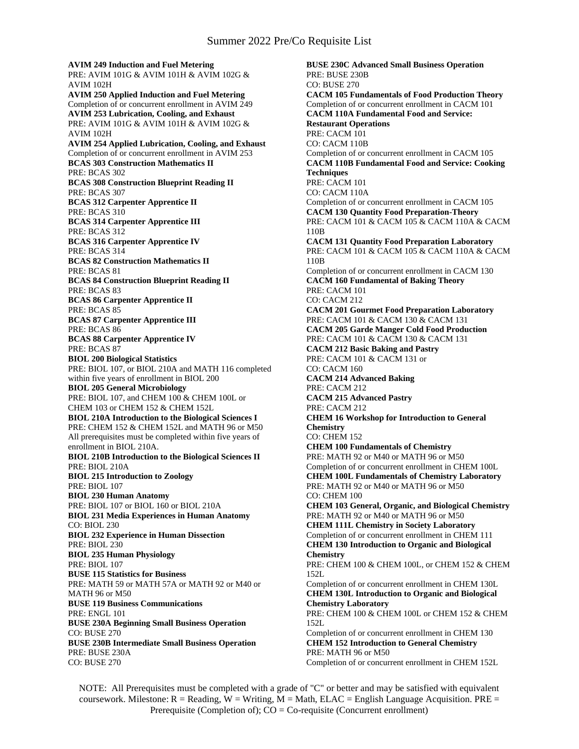# Summer 2022 Pre/Co Requisite List

**AVIM 249 Induction and Fuel Metering**
PRE: AVIM 101G & AVIM 101H & AVIM 102G & AVIM 102H

**AVIM 250 Applied Induction and Fuel Metering**
Completion of or concurrent enrollment in AVIM 249

**AVIM 253 Lubrication, Cooling, and Exhaust**
PRE: AVIM 101G & AVIM 101H & AVIM 102G & AVIM 102H

**AVIM 254 Applied Lubrication, Cooling, and Exhaust**
Completion of or concurrent enrollment in AVIM 253

**BCAS 303 Construction Mathematics II**
PRE: BCAS 302

**BCAS 308 Construction Blueprint Reading II**
PRE: BCAS 307

**BCAS 312 Carpenter Apprentice II**
PRE: BCAS 310

**BCAS 314 Carpenter Apprentice III**
PRE: BCAS 312

**BCAS 316 Carpenter Apprentice IV**
PRE: BCAS 314

**BCAS 82 Construction Mathematics II**
PRE: BCAS 81

**BCAS 84 Construction Blueprint Reading II**
PRE: BCAS 83

**BCAS 86 Carpenter Apprentice II**
PRE: BCAS 85

**BCAS 87 Carpenter Apprentice III**
PRE: BCAS 86

**BCAS 88 Carpenter Apprentice IV**
PRE: BCAS 87

**BIOL 200 Biological Statistics**
PRE: BIOL 107, or BIOL 210A and MATH 116 completed within five years of enrollment in BIOL 200

**BIOL 205 General Microbiology**
PRE: BIOL 107, and CHEM 100 & CHEM 100L or CHEM 103 or CHEM 152 & CHEM 152L

**BIOL 210A Introduction to the Biological Sciences I**
PRE: CHEM 152 & CHEM 152L and MATH 96 or M50
All prerequisites must be completed within five years of enrollment in BIOL 210A.

**BIOL 210B Introduction to the Biological Sciences II**
PRE: BIOL 210A

**BIOL 215 Introduction to Zoology**
PRE: BIOL 107

**BIOL 230 Human Anatomy**
PRE: BIOL 107 or BIOL 160 or BIOL 210A

**BIOL 231 Media Experiences in Human Anatomy**
CO: BIOL 230

**BIOL 232 Experience in Human Dissection**
PRE: BIOL 230

**BIOL 235 Human Physiology**
PRE: BIOL 107

**BUSE 115 Statistics for Business**
PRE: MATH 59 or MATH 57A or MATH 92 or M40 or MATH 96 or M50

**BUSE 119 Business Communications**
PRE: ENGL 101

**BUSE 230A Beginning Small Business Operation**
CO: BUSE 270

**BUSE 230B Intermediate Small Business Operation**
PRE: BUSE 230A
CO: BUSE 270

**BUSE 230C Advanced Small Business Operation**
PRE: BUSE 230B
CO: BUSE 270

**CACM 105 Fundamentals of Food Production Theory**
Completion of or concurrent enrollment in CACM 101

**CACM 110A Fundamental Food and Service: Restaurant Operations**
PRE: CACM 101
CO: CACM 110B
Completion of or concurrent enrollment in CACM 105

**CACM 110B Fundamental Food and Service: Cooking Techniques**
PRE: CACM 101
CO: CACM 110A
Completion of or concurrent enrollment in CACM 105

**CACM 130 Quantity Food Preparation-Theory**
PRE: CACM 101 & CACM 105 & CACM 110A & CACM 110B

**CACM 131 Quantity Food Preparation Laboratory**
PRE: CACM 101 & CACM 105 & CACM 110A & CACM 110B
Completion of or concurrent enrollment in CACM 130

**CACM 160 Fundamental of Baking Theory**
PRE: CACM 101
CO: CACM 212

**CACM 201 Gourmet Food Preparation Laboratory**
PRE: CACM 101 & CACM 130 & CACM 131

**CACM 205 Garde Manger Cold Food Production**
PRE: CACM 101 & CACM 130 & CACM 131

**CACM 212 Basic Baking and Pastry**
PRE: CACM 101 & CACM 131 or
CO: CACM 160

**CACM 214 Advanced Baking**
PRE: CACM 212

**CACM 215 Advanced Pastry**
PRE: CACM 212

**CHEM 16 Workshop for Introduction to General Chemistry**
CO: CHEM 152

**CHEM 100 Fundamentals of Chemistry**
PRE: MATH 92 or M40 or MATH 96 or M50
Completion of or concurrent enrollment in CHEM 100L

**CHEM 100L Fundamentals of Chemistry Laboratory**
PRE: MATH 92 or M40 or MATH 96 or M50
CO: CHEM 100

**CHEM 103 General, Organic, and Biological Chemistry**
PRE: MATH 92 or M40 or MATH 96 or M50

**CHEM 111L Chemistry in Society Laboratory**
Completion of or concurrent enrollment in CHEM 111

**CHEM 130 Introduction to Organic and Biological Chemistry**
PRE: CHEM 100 & CHEM 100L, or CHEM 152 & CHEM 152L
Completion of or concurrent enrollment in CHEM 130L

**CHEM 130L Introduction to Organic and Biological Chemistry Laboratory**
PRE: CHEM 100 & CHEM 100L or CHEM 152 & CHEM 152L
Completion of or concurrent enrollment in CHEM 130

**CHEM 152 Introduction to General Chemistry**
PRE: MATH 96 or M50
Completion of or concurrent enrollment in CHEM 152L

NOTE: All Prerequisites must be completed with a grade of "C" or better and may be satisfied with equivalent coursework. Milestone: R = Reading, W = Writing, M = Math, ELAC = English Language Acquisition. PRE = Prerequisite (Completion of); CO = Co-requisite (Concurrent enrollment)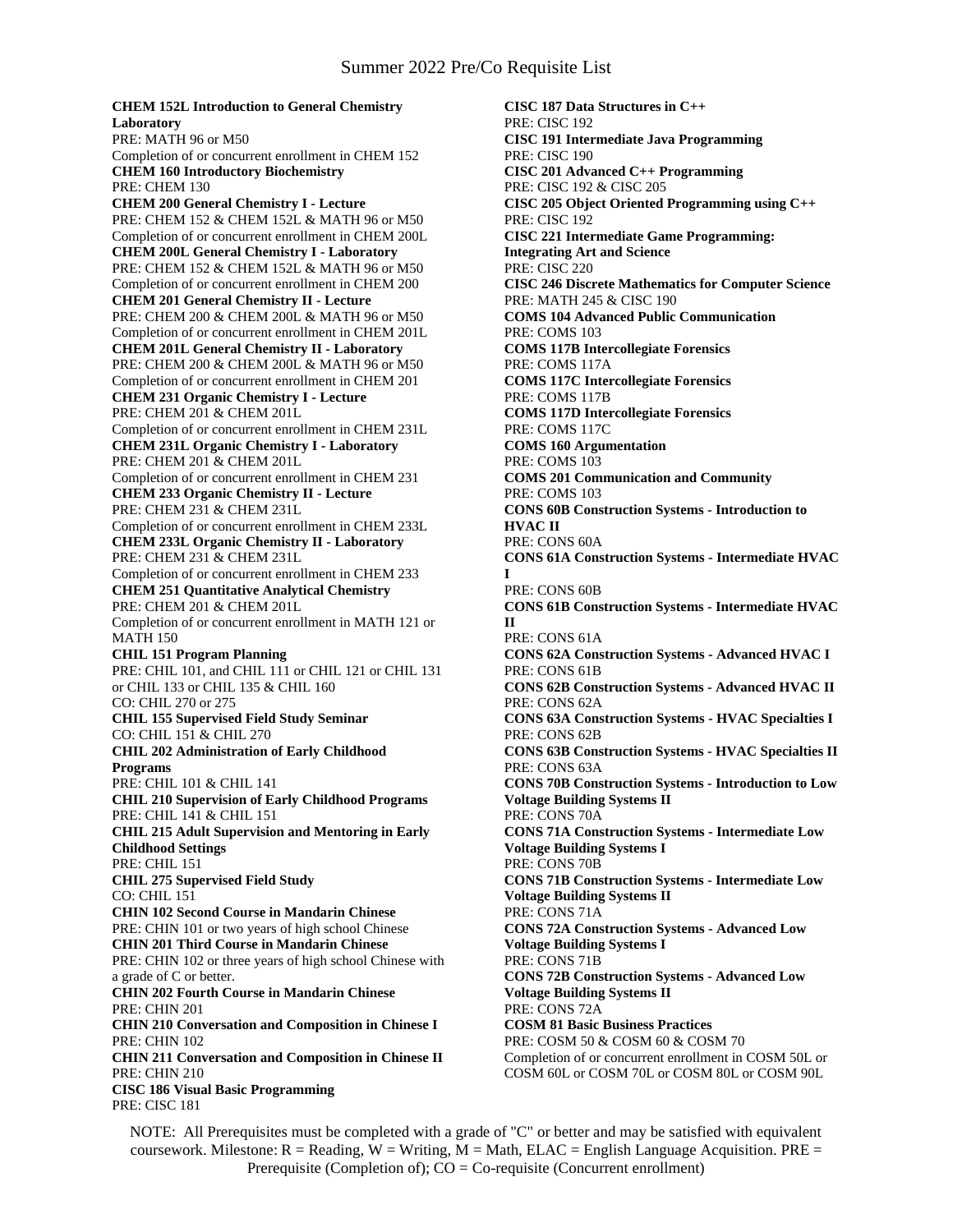**CHEM 152L Introduction to General Chemistry Laboratory**
PRE: MATH 96 or M50
Completion of or concurrent enrollment in CHEM 152

**CHEM 160 Introductory Biochemistry**
PRE: CHEM 130

**CHEM 200 General Chemistry I - Lecture**
PRE: CHEM 152 & CHEM 152L & MATH 96 or M50
Completion of or concurrent enrollment in CHEM 200L

**CHEM 200L General Chemistry I - Laboratory**
PRE: CHEM 152 & CHEM 152L & MATH 96 or M50
Completion of or concurrent enrollment in CHEM 200

**CHEM 201 General Chemistry II - Lecture**
PRE: CHEM 200 & CHEM 200L & MATH 96 or M50
Completion of or concurrent enrollment in CHEM 201L

**CHEM 201L General Chemistry II - Laboratory**
PRE: CHEM 200 & CHEM 200L & MATH 96 or M50
Completion of or concurrent enrollment in CHEM 201

**CHEM 231 Organic Chemistry I - Lecture**
PRE: CHEM 201 & CHEM 201L
Completion of or concurrent enrollment in CHEM 231L

**CHEM 231L Organic Chemistry I - Laboratory**
PRE: CHEM 201 & CHEM 201L
Completion of or concurrent enrollment in CHEM 231

**CHEM 233 Organic Chemistry II - Lecture**
PRE: CHEM 231 & CHEM 231L
Completion of or concurrent enrollment in CHEM 233L

**CHEM 233L Organic Chemistry II - Laboratory**
PRE: CHEM 231 & CHEM 231L
Completion of or concurrent enrollment in CHEM 233

**CHEM 251 Quantitative Analytical Chemistry**
PRE: CHEM 201 & CHEM 201L
Completion of or concurrent enrollment in MATH 121 or MATH 150

**CHIL 151 Program Planning**
PRE: CHIL 101, and CHIL 111 or CHIL 121 or CHIL 131 or CHIL 133 or CHIL 135 & CHIL 160
CO: CHIL 270 or 275

**CHIL 155 Supervised Field Study Seminar**
CO: CHIL 151 & CHIL 270

**CHIL 202 Administration of Early Childhood Programs**
PRE: CHIL 101 & CHIL 141

**CHIL 210 Supervision of Early Childhood Programs**
PRE: CHIL 141 & CHIL 151

**CHIL 215 Adult Supervision and Mentoring in Early Childhood Settings**
PRE: CHIL 151

**CHIL 275 Supervised Field Study**
CO: CHIL 151

**CHIN 102 Second Course in Mandarin Chinese**
PRE: CHIN 101 or two years of high school Chinese

**CHIN 201 Third Course in Mandarin Chinese**
PRE: CHIN 102 or three years of high school Chinese with a grade of C or better.

**CHIN 202 Fourth Course in Mandarin Chinese**
PRE: CHIN 201

**CHIN 210 Conversation and Composition in Chinese I**
PRE: CHIN 102

**CHIN 211 Conversation and Composition in Chinese II**
PRE: CHIN 210

**CISC 186 Visual Basic Programming**
PRE: CISC 181

**CISC 187 Data Structures in C++**
PRE: CISC 192

**CISC 191 Intermediate Java Programming**
PRE: CISC 190

**CISC 201 Advanced C++ Programming**
PRE: CISC 192 & CISC 205

**CISC 205 Object Oriented Programming using C++**
PRE: CISC 192

**CISC 221 Intermediate Game Programming: Integrating Art and Science**
PRE: CISC 220

**CISC 246 Discrete Mathematics for Computer Science**
PRE: MATH 245 & CISC 190

**COMS 104 Advanced Public Communication**
PRE: COMS 103

**COMS 117B Intercollegiate Forensics**
PRE: COMS 117A

**COMS 117C Intercollegiate Forensics**
PRE: COMS 117B

**COMS 117D Intercollegiate Forensics**
PRE: COMS 117C

**COMS 160 Argumentation**
PRE: COMS 103

**COMS 201 Communication and Community**
PRE: COMS 103

**CONS 60B Construction Systems - Introduction to HVAC II**
PRE: CONS 60A

**CONS 61A Construction Systems - Intermediate HVAC I**
PRE: CONS 60B

**CONS 61B Construction Systems - Intermediate HVAC II**
PRE: CONS 61A

**CONS 62A Construction Systems - Advanced HVAC I**
PRE: CONS 61B

**CONS 62B Construction Systems - Advanced HVAC II**
PRE: CONS 62A

**CONS 63A Construction Systems - HVAC Specialties I**
PRE: CONS 62B

**CONS 63B Construction Systems - HVAC Specialties II**
PRE: CONS 63A

**CONS 70B Construction Systems - Introduction to Low Voltage Building Systems II**
PRE: CONS 70A

**CONS 71A Construction Systems - Intermediate Low Voltage Building Systems I**
PRE: CONS 70B

**CONS 71B Construction Systems - Intermediate Low Voltage Building Systems II**
PRE: CONS 71A

**CONS 72A Construction Systems - Advanced Low Voltage Building Systems I**
PRE: CONS 71B

**CONS 72B Construction Systems - Advanced Low Voltage Building Systems II**
PRE: CONS 72A

**COSM 81 Basic Business Practices**
PRE: COSM 50 & COSM 60 & COSM 70
Completion of or concurrent enrollment in COSM 50L or COSM 60L or COSM 70L or COSM 80L or COSM 90L

NOTE: All Prerequisites must be completed with a grade of "C" or better and may be satisfied with equivalent coursework. Milestone: R = Reading, W = Writing, M = Math, ELAC = English Language Acquisition. PRE = Prerequisite (Completion of); CO = Co-requisite (Concurrent enrollment)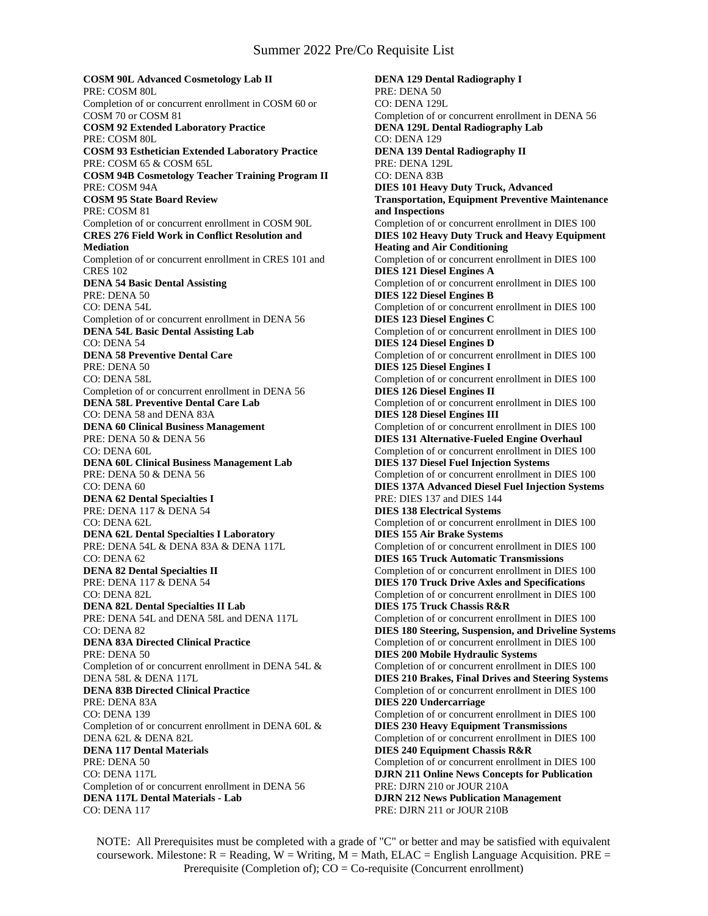# Summer 2022 Pre/Co Requisite List

**COSM 90L Advanced Cosmetology Lab II**
PRE: COSM 80L
Completion of or concurrent enrollment in COSM 60 or COSM 70 or COSM 81

**COSM 92 Extended Laboratory Practice**
PRE: COSM 80L

**COSM 93 Esthetician Extended Laboratory Practice**
PRE: COSM 65 & COSM 65L

**COSM 94B Cosmetology Teacher Training Program II**
PRE: COSM 94A

**COSM 95 State Board Review**
PRE: COSM 81
Completion of or concurrent enrollment in COSM 90L

**CRES 276 Field Work in Conflict Resolution and Mediation**
Completion of or concurrent enrollment in CRES 101 and CRES 102

**DENA 54 Basic Dental Assisting**
PRE: DENA 50
CO: DENA 54L
Completion of or concurrent enrollment in DENA 56

**DENA 54L Basic Dental Assisting Lab**
CO: DENA 54

**DENA 58 Preventive Dental Care**
PRE: DENA 50
CO: DENA 58L
Completion of or concurrent enrollment in DENA 56

**DENA 58L Preventive Dental Care Lab**
CO: DENA 58 and DENA 83A

**DENA 60 Clinical Business Management**
PRE: DENA 50 & DENA 56
CO: DENA 60L

**DENA 60L Clinical Business Management Lab**
PRE: DENA 50 & DENA 56
CO: DENA 60

**DENA 62 Dental Specialties I**
PRE: DENA 117 & DENA 54
CO: DENA 62L

**DENA 62L Dental Specialties I Laboratory**
PRE: DENA 54L & DENA 83A & DENA 117L
CO: DENA 62

**DENA 82 Dental Specialties II**
PRE: DENA 117 & DENA 54
CO: DENA 82L

**DENA 82L Dental Specialties II Lab**
PRE: DENA 54L and DENA 58L and DENA 117L
CO: DENA 82

**DENA 83A Directed Clinical Practice**
PRE: DENA 50
Completion of or concurrent enrollment in DENA 54L & DENA 58L & DENA 117L

**DENA 83B Directed Clinical Practice**
PRE: DENA 83A
CO: DENA 139
Completion of or concurrent enrollment in DENA 60L & DENA 62L & DENA 82L

**DENA 117 Dental Materials**
PRE: DENA 50
CO: DENA 117L
Completion of or concurrent enrollment in DENA 56

**DENA 117L Dental Materials - Lab**
CO: DENA 117

**DENA 129 Dental Radiography I**
PRE: DENA 50
CO: DENA 129L
Completion of or concurrent enrollment in DENA 56

**DENA 129L Dental Radiography Lab**
CO: DENA 129

**DENA 139 Dental Radiography II**
PRE: DENA 129L
CO: DENA 83B

**DIES 101 Heavy Duty Truck, Advanced Transportation, Equipment Preventive Maintenance and Inspections**
Completion of or concurrent enrollment in DIES 100

**DIES 102 Heavy Duty Truck and Heavy Equipment Heating and Air Conditioning**
Completion of or concurrent enrollment in DIES 100

**DIES 121 Diesel Engines A**
Completion of or concurrent enrollment in DIES 100

**DIES 122 Diesel Engines B**
Completion of or concurrent enrollment in DIES 100

**DIES 123 Diesel Engines C**
Completion of or concurrent enrollment in DIES 100

**DIES 124 Diesel Engines D**
Completion of or concurrent enrollment in DIES 100

**DIES 125 Diesel Engines I**
Completion of or concurrent enrollment in DIES 100

**DIES 126 Diesel Engines II**
Completion of or concurrent enrollment in DIES 100

**DIES 128 Diesel Engines III**
Completion of or concurrent enrollment in DIES 100

**DIES 131 Alternative-Fueled Engine Overhaul**
Completion of or concurrent enrollment in DIES 100

**DIES 137 Diesel Fuel Injection Systems**
Completion of or concurrent enrollment in DIES 100

**DIES 137A Advanced Diesel Fuel Injection Systems**
PRE: DIES 137 and DIES 144

**DIES 138 Electrical Systems**
Completion of or concurrent enrollment in DIES 100

**DIES 155 Air Brake Systems**
Completion of or concurrent enrollment in DIES 100

**DIES 165 Truck Automatic Transmissions**
Completion of or concurrent enrollment in DIES 100

**DIES 170 Truck Drive Axles and Specifications**
Completion of or concurrent enrollment in DIES 100

**DIES 175 Truck Chassis R&R**
Completion of or concurrent enrollment in DIES 100

**DIES 180 Steering, Suspension, and Driveline Systems**
Completion of or concurrent enrollment in DIES 100

**DIES 200 Mobile Hydraulic Systems**
Completion of or concurrent enrollment in DIES 100

**DIES 210 Brakes, Final Drives and Steering Systems**
Completion of or concurrent enrollment in DIES 100

**DIES 220 Undercarriage**
Completion of or concurrent enrollment in DIES 100

**DIES 230 Heavy Equipment Transmissions**
Completion of or concurrent enrollment in DIES 100

**DIES 240 Equipment Chassis R&R**
Completion of or concurrent enrollment in DIES 100

**DJRN 211 Online News Concepts for Publication**
PRE: DJRN 210 or JOUR 210A

**DJRN 212 News Publication Management**
PRE: DJRN 211 or JOUR 210B

NOTE: All Prerequisites must be completed with a grade of "C" or better and may be satisfied with equivalent coursework. Milestone: R = Reading, W = Writing, M = Math, ELAC = English Language Acquisition. PRE = Prerequisite (Completion of); CO = Co-requisite (Concurrent enrollment)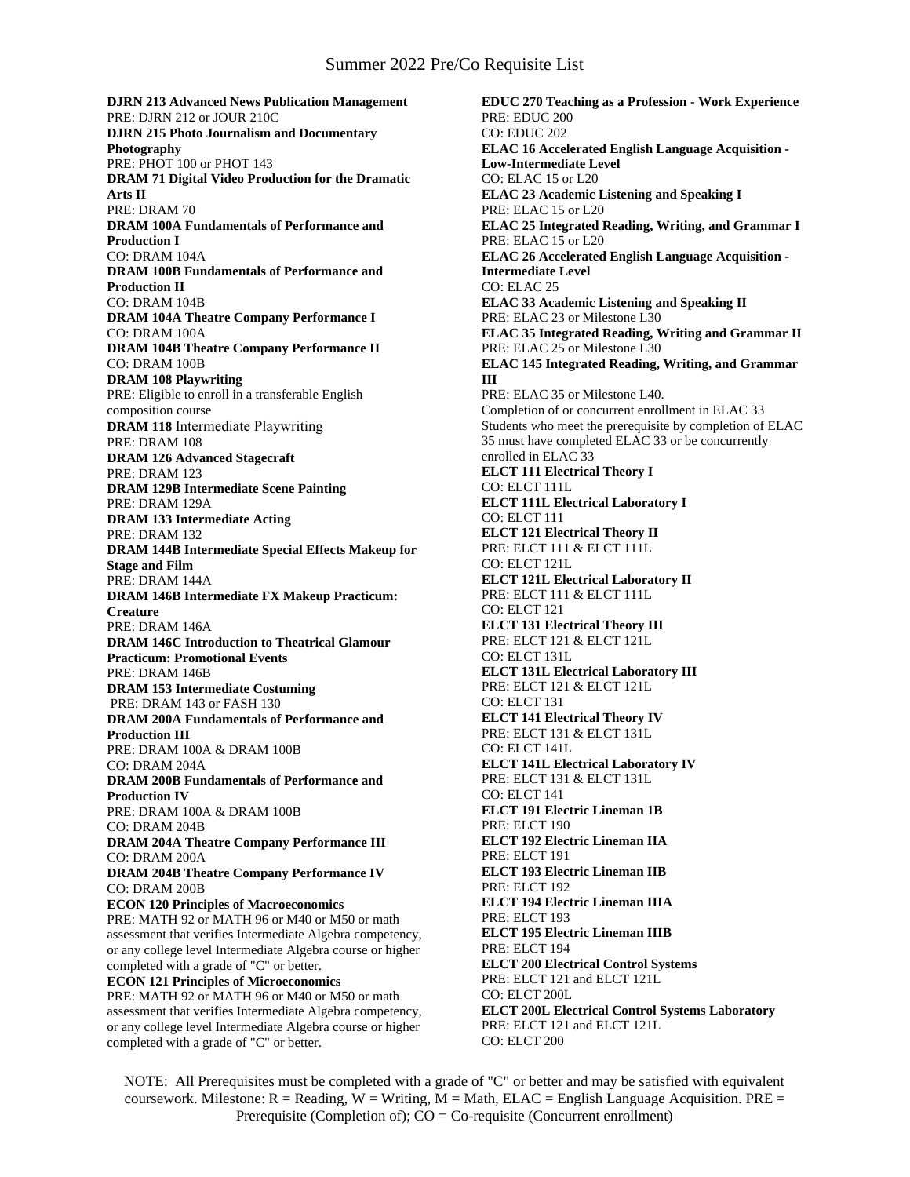# Summer 2022 Pre/Co Requisite List

**DJRN 213 Advanced News Publication Management**
PRE: DJRN 212 or JOUR 210C

**DJRN 215 Photo Journalism and Documentary Photography**
PRE: PHOT 100 or PHOT 143

**DRAM 71 Digital Video Production for the Dramatic Arts II**
PRE: DRAM 70

**DRAM 100A Fundamentals of Performance and Production I**
CO: DRAM 104A

**DRAM 100B Fundamentals of Performance and Production II**
CO: DRAM 104B

**DRAM 104A Theatre Company Performance I**
CO: DRAM 100A

**DRAM 104B Theatre Company Performance II**
CO: DRAM 100B

**DRAM 108 Playwriting**
PRE: Eligible to enroll in a transferable English composition course

**DRAM 118** Intermediate Playwriting
PRE: DRAM 108

**DRAM 126 Advanced Stagecraft**
PRE: DRAM 123

**DRAM 129B Intermediate Scene Painting**
PRE: DRAM 129A

**DRAM 133 Intermediate Acting**
PRE: DRAM 132

**DRAM 144B Intermediate Special Effects Makeup for Stage and Film**
PRE: DRAM 144A

**DRAM 146B Intermediate FX Makeup Practicum: Creature**
PRE: DRAM 146A

**DRAM 146C Introduction to Theatrical Glamour Practicum: Promotional Events**
PRE: DRAM 146B

**DRAM 153 Intermediate Costuming**
PRE: DRAM 143 or FASH 130

**DRAM 200A Fundamentals of Performance and Production III**
PRE: DRAM 100A & DRAM 100B
CO: DRAM 204A

**DRAM 200B Fundamentals of Performance and Production IV**
PRE: DRAM 100A & DRAM 100B
CO: DRAM 204B

**DRAM 204A Theatre Company Performance III**
CO: DRAM 200A

**DRAM 204B Theatre Company Performance IV**
CO: DRAM 200B

**ECON 120 Principles of Macroeconomics**
PRE: MATH 92 or MATH 96 or M40 or M50 or math assessment that verifies Intermediate Algebra competency, or any college level Intermediate Algebra course or higher completed with a grade of "C" or better.

**ECON 121 Principles of Microeconomics**
PRE: MATH 92 or MATH 96 or M40 or M50 or math assessment that verifies Intermediate Algebra competency, or any college level Intermediate Algebra course or higher completed with a grade of "C" or better.

**EDUC 270 Teaching as a Profession - Work Experience**
PRE: EDUC 200
CO: EDUC 202

**ELAC 16 Accelerated English Language Acquisition - Low-Intermediate Level**
CO: ELAC 15 or L20

**ELAC 23 Academic Listening and Speaking I**
PRE: ELAC 15 or L20

**ELAC 25 Integrated Reading, Writing, and Grammar I**
PRE: ELAC 15 or L20

**ELAC 26 Accelerated English Language Acquisition - Intermediate Level**
CO: ELAC 25

**ELAC 33 Academic Listening and Speaking II**
PRE: ELAC 23 or Milestone L30

**ELAC 35 Integrated Reading, Writing and Grammar II**
PRE: ELAC 25 or Milestone L30

**ELAC 145 Integrated Reading, Writing, and Grammar III**
PRE: ELAC 35 or Milestone L40.
Completion of or concurrent enrollment in ELAC 33
Students who meet the prerequisite by completion of ELAC 35 must have completed ELAC 33 or be concurrently enrolled in ELAC 33

**ELCT 111 Electrical Theory I**
CO: ELCT 111L

**ELCT 111L Electrical Laboratory I**
CO: ELCT 111

**ELCT 121 Electrical Theory II**
PRE: ELCT 111 & ELCT 111L
CO: ELCT 121L

**ELCT 121L Electrical Laboratory II**
PRE: ELCT 111 & ELCT 111L
CO: ELCT 121

**ELCT 131 Electrical Theory III**
PRE: ELCT 121 & ELCT 121L
CO: ELCT 131L

**ELCT 131L Electrical Laboratory III**
PRE: ELCT 121 & ELCT 121L
CO: ELCT 131

**ELCT 141 Electrical Theory IV**
PRE: ELCT 131 & ELCT 131L
CO: ELCT 141L

**ELCT 141L Electrical Laboratory IV**
PRE: ELCT 131 & ELCT 131L
CO: ELCT 141

**ELCT 191 Electric Lineman 1B**
PRE: ELCT 190

**ELCT 192 Electric Lineman IIA**
PRE: ELCT 191

**ELCT 193 Electric Lineman IIB**
PRE: ELCT 192

**ELCT 194 Electric Lineman IIIA**
PRE: ELCT 193

**ELCT 195 Electric Lineman IIIB**
PRE: ELCT 194

**ELCT 200 Electrical Control Systems**
PRE: ELCT 121 and ELCT 121L
CO: ELCT 200L

**ELCT 200L Electrical Control Systems Laboratory**
PRE: ELCT 121 and ELCT 121L
CO: ELCT 200

NOTE: All Prerequisites must be completed with a grade of "C" or better and may be satisfied with equivalent coursework. Milestone: R = Reading, W = Writing, M = Math, ELAC = English Language Acquisition. PRE = Prerequisite (Completion of); CO = Co-requisite (Concurrent enrollment)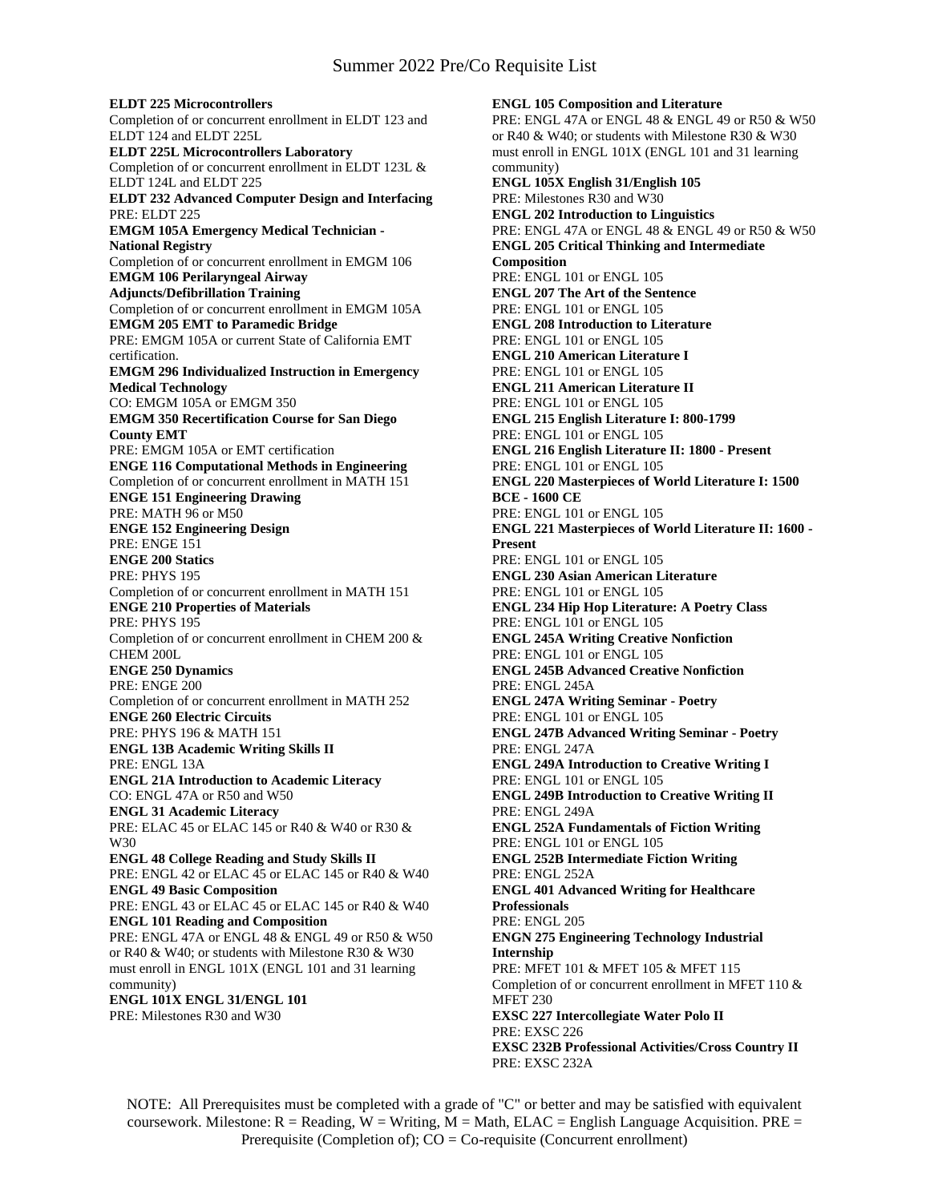**ELDT 225 Microcontrollers**
Completion of or concurrent enrollment in ELDT 123 and ELDT 124 and ELDT 225L
**ELDT 225L Microcontrollers Laboratory**
Completion of or concurrent enrollment in ELDT 123L & ELDT 124L and ELDT 225
**ELDT 232 Advanced Computer Design and Interfacing**
PRE: ELDT 225
**EMGM 105A Emergency Medical Technician - National Registry**
Completion of or concurrent enrollment in EMGM 106
**EMGM 106 Perilaryngeal Airway Adjuncts/Defibrillation Training**
Completion of or concurrent enrollment in EMGM 105A
**EMGM 205 EMT to Paramedic Bridge**
PRE: EMGM 105A or current State of California EMT certification.
**EMGM 296 Individualized Instruction in Emergency Medical Technology**
CO: EMGM 105A or EMGM 350
**EMGM 350 Recertification Course for San Diego County EMT**
PRE: EMGM 105A or EMT certification
**ENGE 116 Computational Methods in Engineering**
Completion of or concurrent enrollment in MATH 151
**ENGE 151 Engineering Drawing**
PRE: MATH 96 or M50
**ENGE 152 Engineering Design**
PRE: ENGE 151
**ENGE 200 Statics**
PRE: PHYS 195
Completion of or concurrent enrollment in MATH 151
**ENGE 210 Properties of Materials**
PRE: PHYS 195
Completion of or concurrent enrollment in CHEM 200 & CHEM 200L
**ENGE 250 Dynamics**
PRE: ENGE 200
Completion of or concurrent enrollment in MATH 252
**ENGE 260 Electric Circuits**
PRE: PHYS 196 & MATH 151
**ENGL 13B Academic Writing Skills II**
PRE: ENGL 13A
**ENGL 21A Introduction to Academic Literacy**
CO: ENGL 47A or R50 and W50
**ENGL 31 Academic Literacy**
PRE: ELAC 45 or ELAC 145 or R40 & W40 or R30 & W30
**ENGL 48 College Reading and Study Skills II**
PRE: ENGL 42 or ELAC 45 or ELAC 145 or R40 & W40
**ENGL 49 Basic Composition**
PRE: ENGL 43 or ELAC 45 or ELAC 145 or R40 & W40
**ENGL 101 Reading and Composition**
PRE: ENGL 47A or ENGL 48 & ENGL 49 or R50 & W50 or R40 & W40; or students with Milestone R30 & W30 must enroll in ENGL 101X (ENGL 101 and 31 learning community)
**ENGL 101X ENGL 31/ENGL 101**
PRE: Milestones R30 and W30
**ENGL 105 Composition and Literature**
PRE: ENGL 47A or ENGL 48 & ENGL 49 or R50 & W50 or R40 & W40; or students with Milestone R30 & W30 must enroll in ENGL 101X (ENGL 101 and 31 learning community)
**ENGL 105X English 31/English 105**
PRE: Milestones R30 and W30
**ENGL 202 Introduction to Linguistics**
PRE: ENGL 47A or ENGL 48 & ENGL 49 or R50 & W50
**ENGL 205 Critical Thinking and Intermediate Composition**
PRE: ENGL 101 or ENGL 105
**ENGL 207 The Art of the Sentence**
PRE: ENGL 101 or ENGL 105
**ENGL 208 Introduction to Literature**
PRE: ENGL 101 or ENGL 105
**ENGL 210 American Literature I**
PRE: ENGL 101 or ENGL 105
**ENGL 211 American Literature II**
PRE: ENGL 101 or ENGL 105
**ENGL 215 English Literature I: 800-1799**
PRE: ENGL 101 or ENGL 105
**ENGL 216 English Literature II: 1800 - Present**
PRE: ENGL 101 or ENGL 105
**ENGL 220 Masterpieces of World Literature I: 1500 BCE - 1600 CE**
PRE: ENGL 101 or ENGL 105
**ENGL 221 Masterpieces of World Literature II: 1600 - Present**
PRE: ENGL 101 or ENGL 105
**ENGL 230 Asian American Literature**
PRE: ENGL 101 or ENGL 105
**ENGL 234 Hip Hop Literature: A Poetry Class**
PRE: ENGL 101 or ENGL 105
**ENGL 245A Writing Creative Nonfiction**
PRE: ENGL 101 or ENGL 105
**ENGL 245B Advanced Creative Nonfiction**
PRE: ENGL 245A
**ENGL 247A Writing Seminar - Poetry**
PRE: ENGL 101 or ENGL 105
**ENGL 247B Advanced Writing Seminar - Poetry**
PRE: ENGL 247A
**ENGL 249A Introduction to Creative Writing I**
PRE: ENGL 101 or ENGL 105
**ENGL 249B Introduction to Creative Writing II**
PRE: ENGL 249A
**ENGL 252A Fundamentals of Fiction Writing**
PRE: ENGL 101 or ENGL 105
**ENGL 252B Intermediate Fiction Writing**
PRE: ENGL 252A
**ENGL 401 Advanced Writing for Healthcare Professionals**
PRE: ENGL 205
**ENGN 275 Engineering Technology Industrial Internship**
PRE: MFET 101 & MFET 105 & MFET 115
Completion of or concurrent enrollment in MFET 110 & MFET 230
**EXSC 227 Intercollegiate Water Polo II**
PRE: EXSC 226
**EXSC 232B Professional Activities/Cross Country II**
PRE: EXSC 232A

NOTE: All Prerequisites must be completed with a grade of "C" or better and may be satisfied with equivalent coursework. Milestone: R = Reading, W = Writing, M = Math, ELAC = English Language Acquisition. PRE = Prerequisite (Completion of); CO = Co-requisite (Concurrent enrollment)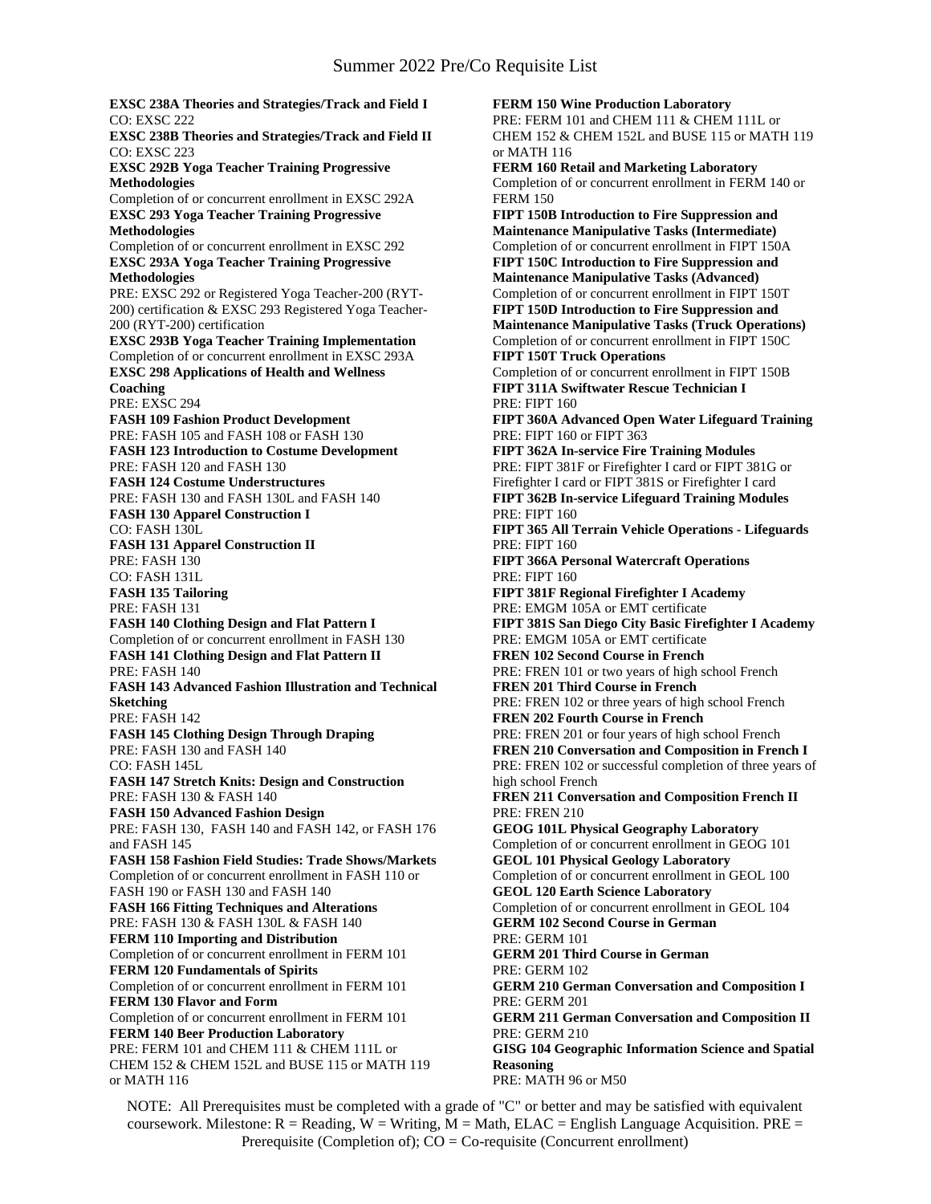# Summer 2022 Pre/Co Requisite List

**EXSC 238A Theories and Strategies/Track and Field I**
CO: EXSC 222

**EXSC 238B Theories and Strategies/Track and Field II**
CO: EXSC 223

**EXSC 292B Yoga Teacher Training Progressive Methodologies**
Completion of or concurrent enrollment in EXSC 292A

**EXSC 293 Yoga Teacher Training Progressive Methodologies**
Completion of or concurrent enrollment in EXSC 292

**EXSC 293A Yoga Teacher Training Progressive Methodologies**
PRE: EXSC 292 or Registered Yoga Teacher-200 (RYT-200) certification & EXSC 293 Registered Yoga Teacher-200 (RYT-200) certification

**EXSC 293B Yoga Teacher Training Implementation**
Completion of or concurrent enrollment in EXSC 293A

**EXSC 298 Applications of Health and Wellness Coaching**
PRE: EXSC 294

**FASH 109 Fashion Product Development**
PRE: FASH 105 and FASH 108 or FASH 130

**FASH 123 Introduction to Costume Development**
PRE: FASH 120 and FASH 130

**FASH 124 Costume Understructures**
PRE: FASH 130 and FASH 130L and FASH 140

**FASH 130 Apparel Construction I**
CO: FASH 130L

**FASH 131 Apparel Construction II**
PRE: FASH 130
CO: FASH 131L

**FASH 135 Tailoring**
PRE: FASH 131

**FASH 140 Clothing Design and Flat Pattern I**
Completion of or concurrent enrollment in FASH 130

**FASH 141 Clothing Design and Flat Pattern II**
PRE: FASH 140

**FASH 143 Advanced Fashion Illustration and Technical Sketching**
PRE: FASH 142

**FASH 145 Clothing Design Through Draping**
PRE: FASH 130 and FASH 140
CO: FASH 145L

**FASH 147 Stretch Knits: Design and Construction**
PRE: FASH 130 & FASH 140

**FASH 150 Advanced Fashion Design**
PRE: FASH 130, FASH 140 and FASH 142, or FASH 176 and FASH 145

**FASH 158 Fashion Field Studies: Trade Shows/Markets**
Completion of or concurrent enrollment in FASH 110 or FASH 190 or FASH 130 and FASH 140

**FASH 166 Fitting Techniques and Alterations**
PRE: FASH 130 & FASH 130L & FASH 140

**FERM 110 Importing and Distribution**
Completion of or concurrent enrollment in FERM 101

**FERM 120 Fundamentals of Spirits**
Completion of or concurrent enrollment in FERM 101

**FERM 130 Flavor and Form**
Completion of or concurrent enrollment in FERM 101

**FERM 140 Beer Production Laboratory**
PRE: FERM 101 and CHEM 111 & CHEM 111L or CHEM 152 & CHEM 152L and BUSE 115 or MATH 119 or MATH 116

**FERM 150 Wine Production Laboratory**
PRE: FERM 101 and CHEM 111 & CHEM 111L or CHEM 152 & CHEM 152L and BUSE 115 or MATH 119 or MATH 116

**FERM 160 Retail and Marketing Laboratory**
Completion of or concurrent enrollment in FERM 140 or FERM 150

**FIPT 150B Introduction to Fire Suppression and Maintenance Manipulative Tasks (Intermediate)**
Completion of or concurrent enrollment in FIPT 150A

**FIPT 150C Introduction to Fire Suppression and Maintenance Manipulative Tasks (Advanced)**
Completion of or concurrent enrollment in FIPT 150T

**FIPT 150D Introduction to Fire Suppression and Maintenance Manipulative Tasks (Truck Operations)**
Completion of or concurrent enrollment in FIPT 150C

**FIPT 150T Truck Operations**
Completion of or concurrent enrollment in FIPT 150B

**FIPT 311A Swiftwater Rescue Technician I**
PRE: FIPT 160

**FIPT 360A Advanced Open Water Lifeguard Training**
PRE: FIPT 160 or FIPT 363

**FIPT 362A In-service Fire Training Modules**
PRE: FIPT 381F or Firefighter I card or FIPT 381G or Firefighter I card or FIPT 381S or Firefighter I card

**FIPT 362B In-service Lifeguard Training Modules**
PRE: FIPT 160

**FIPT 365 All Terrain Vehicle Operations - Lifeguards**
PRE: FIPT 160

**FIPT 366A Personal Watercraft Operations**
PRE: FIPT 160

**FIPT 381F Regional Firefighter I Academy**
PRE: EMGM 105A or EMT certificate

**FIPT 381S San Diego City Basic Firefighter I Academy**
PRE: EMGM 105A or EMT certificate

**FREN 102 Second Course in French**
PRE: FREN 101 or two years of high school French

**FREN 201 Third Course in French**
PRE: FREN 102 or three years of high school French

**FREN 202 Fourth Course in French**
PRE: FREN 201 or four years of high school French

**FREN 210 Conversation and Composition in French I**
PRE: FREN 102 or successful completion of three years of high school French

**FREN 211 Conversation and Composition French II**
PRE: FREN 210

**GEOG 101L Physical Geography Laboratory**
Completion of or concurrent enrollment in GEOG 101

**GEOL 101 Physical Geology Laboratory**
Completion of or concurrent enrollment in GEOL 100

**GEOL 120 Earth Science Laboratory**
Completion of or concurrent enrollment in GEOL 104

**GERM 102 Second Course in German**
PRE: GERM 101

**GERM 201 Third Course in German**
PRE: GERM 102

**GERM 210 German Conversation and Composition I**
PRE: GERM 201

**GERM 211 German Conversation and Composition II**
PRE: GERM 210

**GISG 104 Geographic Information Science and Spatial Reasoning**
PRE: MATH 96 or M50

NOTE: All Prerequisites must be completed with a grade of "C" or better and may be satisfied with equivalent coursework. Milestone: R = Reading, W = Writing, M = Math, ELAC = English Language Acquisition. PRE = Prerequisite (Completion of); CO = Co-requisite (Concurrent enrollment)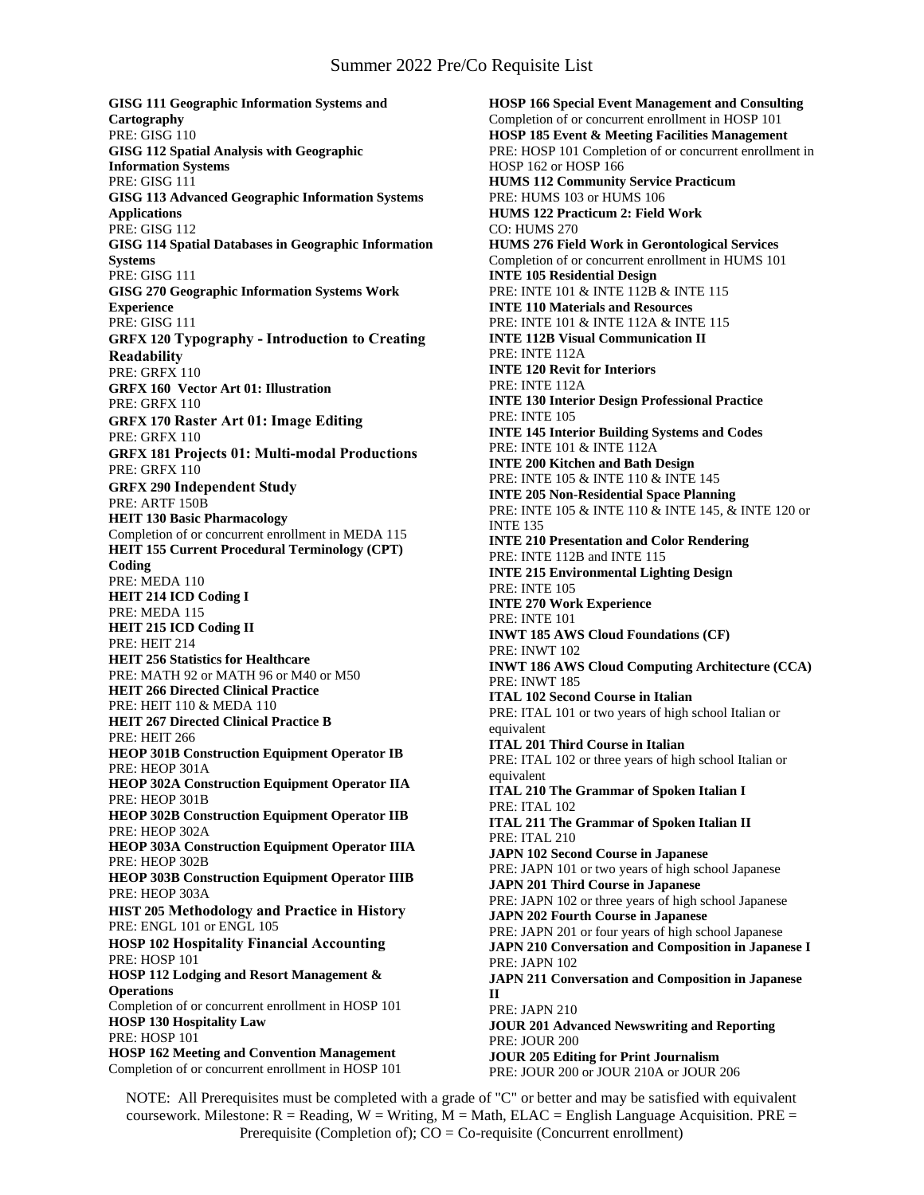# Summer 2022 Pre/Co Requisite List

**GISG 111 Geographic Information Systems and Cartography**
PRE: GISG 110
**GISG 112 Spatial Analysis with Geographic Information Systems**
PRE: GISG 111
**GISG 113 Advanced Geographic Information Systems Applications**
PRE: GISG 112
**GISG 114 Spatial Databases in Geographic Information Systems**
PRE: GISG 111
**GISG 270 Geographic Information Systems Work Experience**
PRE: GISG 111
**GRFX 120 Typography - Introduction to Creating Readability**
PRE: GRFX 110
**GRFX 160 Vector Art 01: Illustration**
PRE: GRFX 110
**GRFX 170 Raster Art 01: Image Editing**
PRE: GRFX 110
**GRFX 181 Projects 01: Multi-modal Productions**
PRE: GRFX 110
**GRFX 290 Independent Study**
PRE: ARTF 150B
**HEIT 130 Basic Pharmacology**
Completion of or concurrent enrollment in MEDA 115
**HEIT 155 Current Procedural Terminology (CPT) Coding**
PRE: MEDA 110
**HEIT 214 ICD Coding I**
PRE: MEDA 115
**HEIT 215 ICD Coding II**
PRE: HEIT 214
**HEIT 256 Statistics for Healthcare**
PRE: MATH 92 or MATH 96 or M40 or M50
**HEIT 266 Directed Clinical Practice**
PRE: HEIT 110 & MEDA 110
**HEIT 267 Directed Clinical Practice B**
PRE: HEIT 266
**HEOP 301B Construction Equipment Operator IB**
PRE: HEOP 301A
**HEOP 302A Construction Equipment Operator IIA**
PRE: HEOP 301B
**HEOP 302B Construction Equipment Operator IIB**
PRE: HEOP 302A
**HEOP 303A Construction Equipment Operator IIIA**
PRE: HEOP 302B
**HEOP 303B Construction Equipment Operator IIIB**
PRE: HEOP 303A
**HIST 205 Methodology and Practice in History**
PRE: ENGL 101 or ENGL 105
**HOSP 102 Hospitality Financial Accounting**
PRE: HOSP 101
**HOSP 112 Lodging and Resort Management & Operations**
Completion of or concurrent enrollment in HOSP 101
**HOSP 130 Hospitality Law**
PRE: HOSP 101
**HOSP 162 Meeting and Convention Management**
Completion of or concurrent enrollment in HOSP 101
**HOSP 166 Special Event Management and Consulting**
Completion of or concurrent enrollment in HOSP 101
**HOSP 185 Event & Meeting Facilities Management**
PRE: HOSP 101 Completion of or concurrent enrollment in HOSP 162 or HOSP 166
**HUMS 112 Community Service Practicum**
PRE: HUMS 103 or HUMS 106
**HUMS 122 Practicum 2: Field Work**
CO: HUMS 270
**HUMS 276 Field Work in Gerontological Services**
Completion of or concurrent enrollment in HUMS 101
**INTE 105 Residential Design**
PRE: INTE 101 & INTE 112B & INTE 115
**INTE 110 Materials and Resources**
PRE: INTE 101 & INTE 112A & INTE 115
**INTE 112B Visual Communication II**
PRE: INTE 112A
**INTE 120 Revit for Interiors**
PRE: INTE 112A
**INTE 130 Interior Design Professional Practice**
PRE: INTE 105
**INTE 145 Interior Building Systems and Codes**
PRE: INTE 101 & INTE 112A
**INTE 200 Kitchen and Bath Design**
PRE: INTE 105 & INTE 110 & INTE 145
**INTE 205 Non-Residential Space Planning**
PRE: INTE 105 & INTE 110 & INTE 145, & INTE 120 or INTE 135
**INTE 210 Presentation and Color Rendering**
PRE: INTE 112B and INTE 115
**INTE 215 Environmental Lighting Design**
PRE: INTE 105
**INTE 270 Work Experience**
PRE: INTE 101
**INWT 185 AWS Cloud Foundations (CF)**
PRE: INWT 102
**INWT 186 AWS Cloud Computing Architecture (CCA)**
PRE: INWT 185
**ITAL 102 Second Course in Italian**
PRE: ITAL 101 or two years of high school Italian or equivalent
**ITAL 201 Third Course in Italian**
PRE: ITAL 102 or three years of high school Italian or equivalent
**ITAL 210 The Grammar of Spoken Italian I**
PRE: ITAL 102
**ITAL 211 The Grammar of Spoken Italian II**
PRE: ITAL 210
**JAPN 102 Second Course in Japanese**
PRE: JAPN 101 or two years of high school Japanese
**JAPN 201 Third Course in Japanese**
PRE: JAPN 102 or three years of high school Japanese
**JAPN 202 Fourth Course in Japanese**
PRE: JAPN 201 or four years of high school Japanese
**JAPN 210 Conversation and Composition in Japanese I**
PRE: JAPN 102
**JAPN 211 Conversation and Composition in Japanese II**
PRE: JAPN 210
**JOUR 201 Advanced Newswriting and Reporting**
PRE: JOUR 200
**JOUR 205 Editing for Print Journalism**
PRE: JOUR 200 or JOUR 210A or JOUR 206

NOTE: All Prerequisites must be completed with a grade of "C" or better and may be satisfied with equivalent coursework. Milestone: R = Reading, W = Writing, M = Math, ELAC = English Language Acquisition. PRE = Prerequisite (Completion of); CO = Co-requisite (Concurrent enrollment)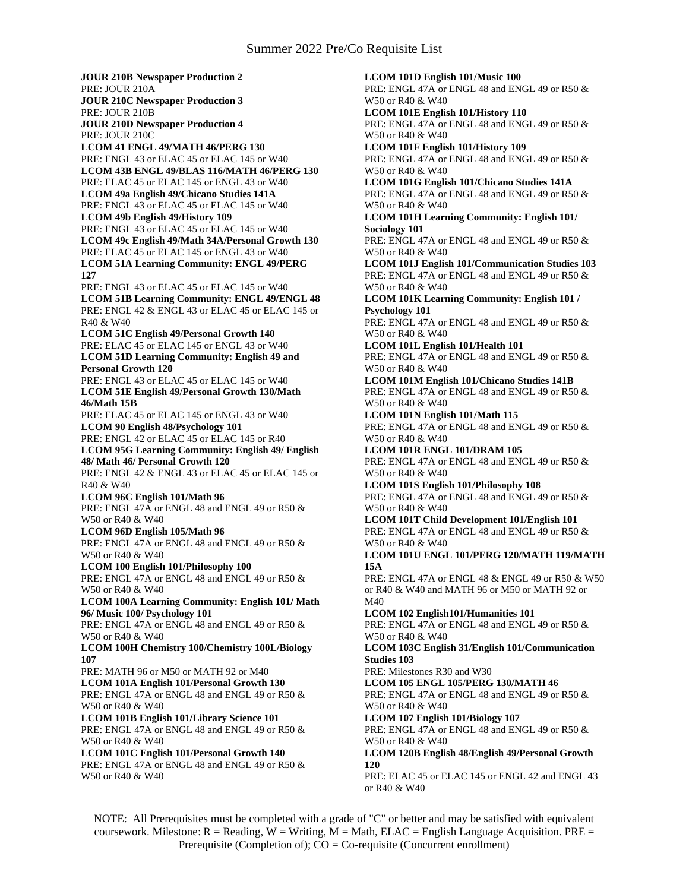# Summer 2022 Pre/Co Requisite List

**JOUR 210B Newspaper Production 2**
PRE: JOUR 210A

**JOUR 210C Newspaper Production 3**
PRE: JOUR 210B

**JOUR 210D Newspaper Production 4**
PRE: JOUR 210C

**LCOM 41 ENGL 49/MATH 46/PERG 130**
PRE: ENGL 43 or ELAC 45 or ELAC 145 or W40

**LCOM 43B ENGL 49/BLAS 116/MATH 46/PERG 130**
PRE: ELAC 45 or ELAC 145 or ENGL 43 or W40

**LCOM 49a English 49/Chicano Studies 141A**
PRE: ENGL 43 or ELAC 45 or ELAC 145 or W40

**LCOM 49b English 49/History 109**
PRE: ENGL 43 or ELAC 45 or ELAC 145 or W40

**LCOM 49c English 49/Math 34A/Personal Growth 130**
PRE: ELAC 45 or ELAC 145 or ENGL 43 or W40

**LCOM 51A Learning Community: ENGL 49/PERG 127**
PRE: ENGL 43 or ELAC 45 or ELAC 145 or W40

**LCOM 51B Learning Community: ENGL 49/ENGL 48**
PRE: ENGL 42 & ENGL 43 or ELAC 45 or ELAC 145 or R40 & W40

**LCOM 51C English 49/Personal Growth 140**
PRE: ELAC 45 or ELAC 145 or ENGL 43 or W40

**LCOM 51D Learning Community: English 49 and Personal Growth 120**
PRE: ENGL 43 or ELAC 45 or ELAC 145 or W40

**LCOM 51E English 49/Personal Growth 130/Math 46/Math 15B**
PRE: ELAC 45 or ELAC 145 or ENGL 43 or W40

**LCOM 90 English 48/Psychology 101**
PRE: ENGL 42 or ELAC 45 or ELAC 145 or R40

**LCOM 95G Learning Community: English 49/ English 48/ Math 46/ Personal Growth 120**
PRE: ENGL 42 & ENGL 43 or ELAC 45 or ELAC 145 or R40 & W40

**LCOM 96C English 101/Math 96**
PRE: ENGL 47A or ENGL 48 and ENGL 49 or R50 & W50 or R40 & W40

**LCOM 96D English 105/Math 96**
PRE: ENGL 47A or ENGL 48 and ENGL 49 or R50 & W50 or R40 & W40

**LCOM 100 English 101/Philosophy 100**
PRE: ENGL 47A or ENGL 48 and ENGL 49 or R50 & W50 or R40 & W40

**LCOM 100A Learning Community: English 101/ Math 96/ Music 100/ Psychology 101**
PRE: ENGL 47A or ENGL 48 and ENGL 49 or R50 & W50 or R40 & W40

**LCOM 100H Chemistry 100/Chemistry 100L/Biology 107**
PRE: MATH 96 or M50 or MATH 92 or M40

**LCOM 101A English 101/Personal Growth 130**
PRE: ENGL 47A or ENGL 48 and ENGL 49 or R50 & W50 or R40 & W40

**LCOM 101B English 101/Library Science 101**
PRE: ENGL 47A or ENGL 48 and ENGL 49 or R50 & W50 or R40 & W40

**LCOM 101C English 101/Personal Growth 140**
PRE: ENGL 47A or ENGL 48 and ENGL 49 or R50 & W50 or R40 & W40

**LCOM 101D English 101/Music 100**
PRE: ENGL 47A or ENGL 48 and ENGL 49 or R50 & W50 or R40 & W40

**LCOM 101E English 101/History 110**
PRE: ENGL 47A or ENGL 48 and ENGL 49 or R50 & W50 or R40 & W40

**LCOM 101F English 101/History 109**
PRE: ENGL 47A or ENGL 48 and ENGL 49 or R50 & W50 or R40 & W40

**LCOM 101G English 101/Chicano Studies 141A**
PRE: ENGL 47A or ENGL 48 and ENGL 49 or R50 & W50 or R40 & W40

**LCOM 101H Learning Community: English 101/ Sociology 101**
PRE: ENGL 47A or ENGL 48 and ENGL 49 or R50 & W50 or R40 & W40

**LCOM 101J English 101/Communication Studies 103**
PRE: ENGL 47A or ENGL 48 and ENGL 49 or R50 & W50 or R40 & W40

**LCOM 101K Learning Community: English 101 / Psychology 101**
PRE: ENGL 47A or ENGL 48 and ENGL 49 or R50 & W50 or R40 & W40

**LCOM 101L English 101/Health 101**
PRE: ENGL 47A or ENGL 48 and ENGL 49 or R50 & W50 or R40 & W40

**LCOM 101M English 101/Chicano Studies 141B**
PRE: ENGL 47A or ENGL 48 and ENGL 49 or R50 & W50 or R40 & W40

**LCOM 101N English 101/Math 115**
PRE: ENGL 47A or ENGL 48 and ENGL 49 or R50 & W50 or R40 & W40

**LCOM 101R ENGL 101/DRAM 105**
PRE: ENGL 47A or ENGL 48 and ENGL 49 or R50 & W50 or R40 & W40

**LCOM 101S English 101/Philosophy 108**
PRE: ENGL 47A or ENGL 48 and ENGL 49 or R50 & W50 or R40 & W40

**LCOM 101T Child Development 101/English 101**
PRE: ENGL 47A or ENGL 48 and ENGL 49 or R50 & W50 or R40 & W40

**LCOM 101U ENGL 101/PERG 120/MATH 119/MATH 15A**
PRE: ENGL 47A or ENGL 48 & ENGL 49 or R50 & W50 or R40 & W40 and MATH 96 or M50 or MATH 92 or M40

**LCOM 102 English101/Humanities 101**
PRE: ENGL 47A or ENGL 48 and ENGL 49 or R50 & W50 or R40 & W40

**LCOM 103C English 31/English 101/Communication Studies 103**
PRE: Milestones R30 and W30

**LCOM 105 ENGL 105/PERG 130/MATH 46**
PRE: ENGL 47A or ENGL 48 and ENGL 49 or R50 & W50 or R40 & W40

**LCOM 107 English 101/Biology 107**
PRE: ENGL 47A or ENGL 48 and ENGL 49 or R50 & W50 or R40 & W40

**LCOM 120B English 48/English 49/Personal Growth 120**
PRE: ELAC 45 or ELAC 145 or ENGL 42 and ENGL 43 or R40 & W40

NOTE: All Prerequisites must be completed with a grade of "C" or better and may be satisfied with equivalent coursework. Milestone: R = Reading, W = Writing, M = Math, ELAC = English Language Acquisition. PRE = Prerequisite (Completion of); CO = Co-requisite (Concurrent enrollment)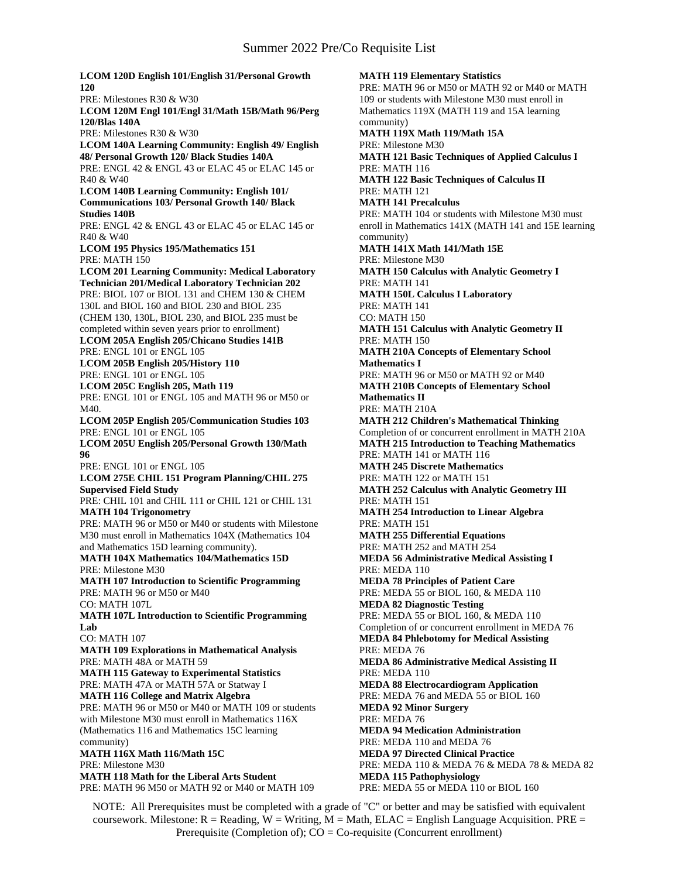# Summer 2022 Pre/Co Requisite List

**LCOM 120D English 101/English 31/Personal Growth 120**
PRE: Milestones R30 & W30

**LCOM 120M Engl 101/Engl 31/Math 15B/Math 96/Perg 120/Blas 140A**
PRE: Milestones R30 & W30

**LCOM 140A Learning Community: English 49/ English 48/ Personal Growth 120/ Black Studies 140A**
PRE: ENGL 42 & ENGL 43 or ELAC 45 or ELAC 145 or R40 & W40

**LCOM 140B Learning Community: English 101/ Communications 103/ Personal Growth 140/ Black Studies 140B**
PRE: ENGL 42 & ENGL 43 or ELAC 45 or ELAC 145 or R40 & W40

**LCOM 195 Physics 195/Mathematics 151**
PRE: MATH 150

**LCOM 201 Learning Community: Medical Laboratory Technician 201/Medical Laboratory Technician 202**
PRE: BIOL 107 or BIOL 131 and CHEM 130 & CHEM 130L and BIOL 160 and BIOL 230 and BIOL 235 (CHEM 130, 130L, BIOL 230, and BIOL 235 must be completed within seven years prior to enrollment)

**LCOM 205A English 205/Chicano Studies 141B**
PRE: ENGL 101 or ENGL 105

**LCOM 205B English 205/History 110**
PRE: ENGL 101 or ENGL 105

**LCOM 205C English 205, Math 119**
PRE: ENGL 101 or ENGL 105 and MATH 96 or M50 or M40.

**LCOM 205P English 205/Communication Studies 103**
PRE: ENGL 101 or ENGL 105

**LCOM 205U English 205/Personal Growth 130/Math 96**
PRE: ENGL 101 or ENGL 105

**LCOM 275E CHIL 151 Program Planning/CHIL 275 Supervised Field Study**
PRE: CHIL 101 and CHIL 111 or CHIL 121 or CHIL 131

**MATH 104 Trigonometry**
PRE: MATH 96 or M50 or M40 or students with Milestone M30 must enroll in Mathematics 104X (Mathematics 104 and Mathematics 15D learning community).

**MATH 104X Mathematics 104/Mathematics 15D**
PRE: Milestone M30

**MATH 107 Introduction to Scientific Programming**
PRE: MATH 96 or M50 or M40
CO: MATH 107L

**MATH 107L Introduction to Scientific Programming Lab**
CO: MATH 107

**MATH 109 Explorations in Mathematical Analysis**
PRE: MATH 48A or MATH 59

**MATH 115 Gateway to Experimental Statistics**
PRE: MATH 47A or MATH 57A or Statway I

**MATH 116 College and Matrix Algebra**
PRE: MATH 96 or M50 or M40 or MATH 109 or students with Milestone M30 must enroll in Mathematics 116X (Mathematics 116 and Mathematics 15C learning community)

**MATH 116X Math 116/Math 15C**
PRE: Milestone M30

**MATH 118 Math for the Liberal Arts Student**
PRE: MATH 96 M50 or MATH 92 or M40 or MATH 109

**MATH 119 Elementary Statistics**
PRE: MATH 96 or M50 or MATH 92 or M40 or MATH 109 or students with Milestone M30 must enroll in Mathematics 119X (MATH 119 and 15A learning community)

**MATH 119X Math 119/Math 15A**
PRE: Milestone M30

**MATH 121 Basic Techniques of Applied Calculus I**
PRE: MATH 116

**MATH 122 Basic Techniques of Calculus II**
PRE: MATH 121

**MATH 141 Precalculus**
PRE: MATH 104 or students with Milestone M30 must enroll in Mathematics 141X (MATH 141 and 15E learning community)

**MATH 141X Math 141/Math 15E**
PRE: Milestone M30

**MATH 150 Calculus with Analytic Geometry I**
PRE: MATH 141

**MATH 150L Calculus I Laboratory**
PRE: MATH 141
CO: MATH 150

**MATH 151 Calculus with Analytic Geometry II**
PRE: MATH 150

**MATH 210A Concepts of Elementary School Mathematics I**
PRE: MATH 96 or M50 or MATH 92 or M40

**MATH 210B Concepts of Elementary School Mathematics II**
PRE: MATH 210A

**MATH 212 Children's Mathematical Thinking**
Completion of or concurrent enrollment in MATH 210A

**MATH 215 Introduction to Teaching Mathematics**
PRE: MATH 141 or MATH 116

**MATH 245 Discrete Mathematics**
PRE: MATH 122 or MATH 151

**MATH 252 Calculus with Analytic Geometry III**
PRE: MATH 151

**MATH 254 Introduction to Linear Algebra**
PRE: MATH 151

**MATH 255 Differential Equations**
PRE: MATH 252 and MATH 254

**MEDA 56 Administrative Medical Assisting I**
PRE: MEDA 110

**MEDA 78 Principles of Patient Care**
PRE: MEDA 55 or BIOL 160, & MEDA 110

**MEDA 82 Diagnostic Testing**
PRE: MEDA 55 or BIOL 160, & MEDA 110
Completion of or concurrent enrollment in MEDA 76

**MEDA 84 Phlebotomy for Medical Assisting**
PRE: MEDA 76

**MEDA 86 Administrative Medical Assisting II**
PRE: MEDA 110

**MEDA 88 Electrocardiogram Application**
PRE: MEDA 76 and MEDA 55 or BIOL 160

**MEDA 92 Minor Surgery**
PRE: MEDA 76

**MEDA 94 Medication Administration**
PRE: MEDA 110 and MEDA 76

**MEDA 97 Directed Clinical Practice**
PRE: MEDA 110 & MEDA 76 & MEDA 78 & MEDA 82

**MEDA 115 Pathophysiology**
PRE: MEDA 55 or MEDA 110 or BIOL 160

NOTE: All Prerequisites must be completed with a grade of "C" or better and may be satisfied with equivalent coursework. Milestone: R = Reading, W = Writing, M = Math, ELAC = English Language Acquisition. PRE = Prerequisite (Completion of); CO = Co-requisite (Concurrent enrollment)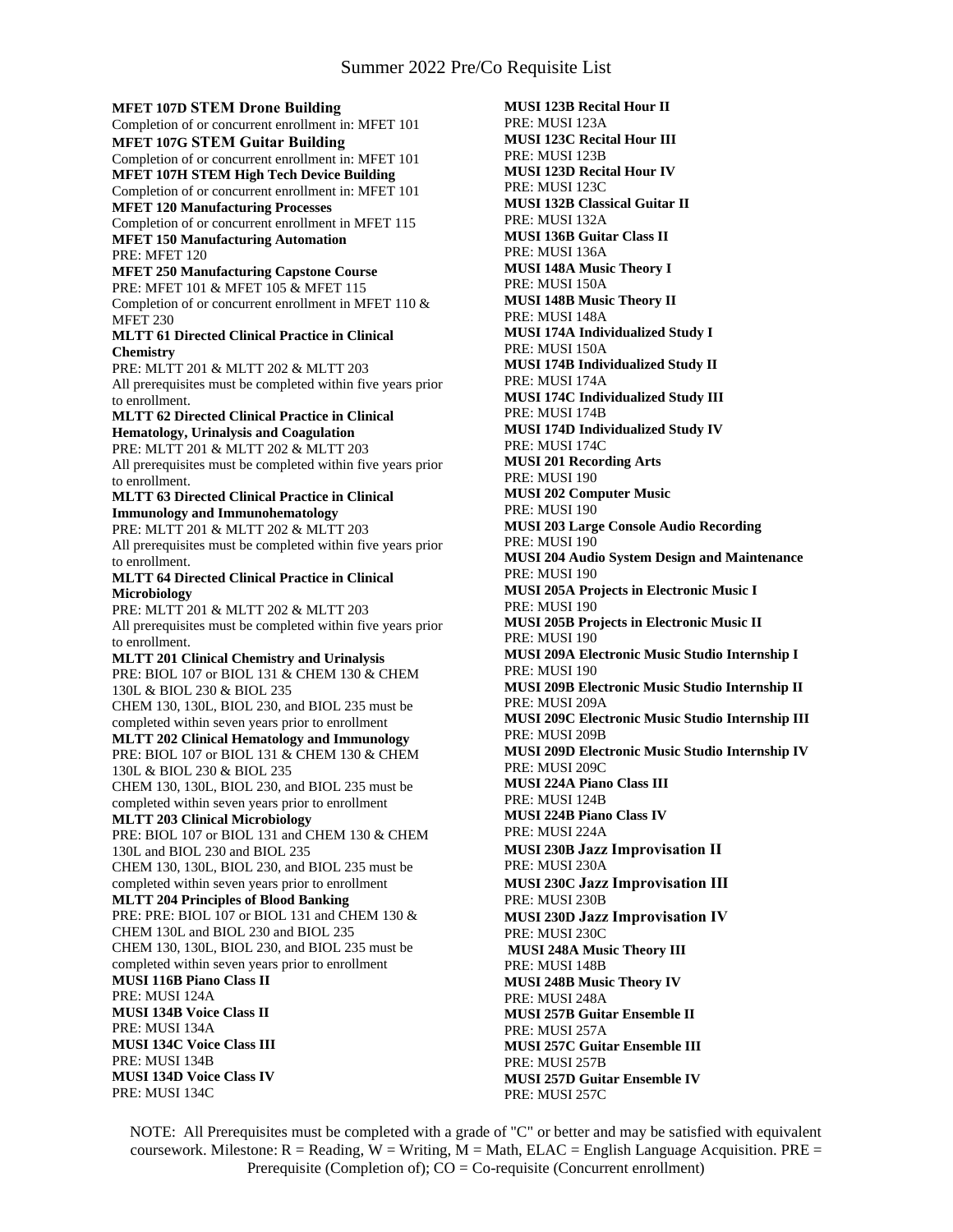# Summer 2022 Pre/Co Requisite List

**MFET 107D STEM Drone Building**
Completion of or concurrent enrollment in: MFET 101

**MFET 107G STEM Guitar Building**
Completion of or concurrent enrollment in: MFET 101

**MFET 107H STEM High Tech Device Building**
Completion of or concurrent enrollment in: MFET 101

**MFET 120 Manufacturing Processes**
Completion of or concurrent enrollment in MFET 115

**MFET 150 Manufacturing Automation**
PRE: MFET 120

**MFET 250 Manufacturing Capstone Course**
PRE: MFET 101 & MFET 105 & MFET 115
Completion of or concurrent enrollment in MFET 110 & MFET 230

**MLTT 61 Directed Clinical Practice in Clinical Chemistry**
PRE: MLTT 201 & MLTT 202 & MLTT 203
All prerequisites must be completed within five years prior to enrollment.

**MLTT 62 Directed Clinical Practice in Clinical Hematology, Urinalysis and Coagulation**
PRE: MLTT 201 & MLTT 202 & MLTT 203
All prerequisites must be completed within five years prior to enrollment.

**MLTT 63 Directed Clinical Practice in Clinical Immunology and Immunohematology**
PRE: MLTT 201 & MLTT 202 & MLTT 203
All prerequisites must be completed within five years prior to enrollment.

**MLTT 64 Directed Clinical Practice in Clinical Microbiology**
PRE: MLTT 201 & MLTT 202 & MLTT 203
All prerequisites must be completed within five years prior to enrollment.

**MLTT 201 Clinical Chemistry and Urinalysis**
PRE: BIOL 107 or BIOL 131 & CHEM 130 & CHEM 130L & BIOL 230 & BIOL 235
CHEM 130, 130L, BIOL 230, and BIOL 235 must be completed within seven years prior to enrollment

**MLTT 202 Clinical Hematology and Immunology**
PRE: BIOL 107 or BIOL 131 & CHEM 130 & CHEM 130L & BIOL 230 & BIOL 235
CHEM 130, 130L, BIOL 230, and BIOL 235 must be completed within seven years prior to enrollment

**MLTT 203 Clinical Microbiology**
PRE: BIOL 107 or BIOL 131 and CHEM 130 & CHEM 130L and BIOL 230 and BIOL 235
CHEM 130, 130L, BIOL 230, and BIOL 235 must be completed within seven years prior to enrollment

**MLTT 204 Principles of Blood Banking**
PRE: PRE: BIOL 107 or BIOL 131 and CHEM 130 & CHEM 130L and BIOL 230 and BIOL 235
CHEM 130, 130L, BIOL 230, and BIOL 235 must be completed within seven years prior to enrollment

**MUSI 116B Piano Class II**
PRE: MUSI 124A

**MUSI 134B Voice Class II**
PRE: MUSI 134A

**MUSI 134C Voice Class III**
PRE: MUSI 134B

**MUSI 134D Voice Class IV**
PRE: MUSI 134C

**MUSI 123B Recital Hour II**
PRE: MUSI 123A

**MUSI 123C Recital Hour III**
PRE: MUSI 123B

**MUSI 123D Recital Hour IV**
PRE: MUSI 123C

**MUSI 132B Classical Guitar II**
PRE: MUSI 132A

**MUSI 136B Guitar Class II**
PRE: MUSI 136A

**MUSI 148A Music Theory I**
PRE: MUSI 150A

**MUSI 148B Music Theory II**
PRE: MUSI 148A

**MUSI 174A Individualized Study I**
PRE: MUSI 150A

**MUSI 174B Individualized Study II**
PRE: MUSI 174A

**MUSI 174C Individualized Study III**
PRE: MUSI 174B

**MUSI 174D Individualized Study IV**
PRE: MUSI 174C

**MUSI 201 Recording Arts**
PRE: MUSI 190

**MUSI 202 Computer Music**
PRE: MUSI 190

**MUSI 203 Large Console Audio Recording**
PRE: MUSI 190

**MUSI 204 Audio System Design and Maintenance**
PRE: MUSI 190

**MUSI 205A Projects in Electronic Music I**
PRE: MUSI 190

**MUSI 205B Projects in Electronic Music II**
PRE: MUSI 190

**MUSI 209A Electronic Music Studio Internship I**
PRE: MUSI 190

**MUSI 209B Electronic Music Studio Internship II**
PRE: MUSI 209A

**MUSI 209C Electronic Music Studio Internship III**
PRE: MUSI 209B

**MUSI 209D Electronic Music Studio Internship IV**
PRE: MUSI 209C

**MUSI 224A Piano Class III**
PRE: MUSI 124B

**MUSI 224B Piano Class IV**
PRE: MUSI 224A

**MUSI 230B Jazz Improvisation II**
PRE: MUSI 230A

**MUSI 230C Jazz Improvisation III**
PRE: MUSI 230B

**MUSI 230D Jazz Improvisation IV**
PRE: MUSI 230C

**MUSI 248A Music Theory III**
PRE: MUSI 148B

**MUSI 248B Music Theory IV**
PRE: MUSI 248A

**MUSI 257B Guitar Ensemble II**
PRE: MUSI 257A

**MUSI 257C Guitar Ensemble III**
PRE: MUSI 257B

**MUSI 257D Guitar Ensemble IV**
PRE: MUSI 257C

NOTE: All Prerequisites must be completed with a grade of "C" or better and may be satisfied with equivalent coursework. Milestone: R = Reading, W = Writing, M = Math, ELAC = English Language Acquisition. PRE = Prerequisite (Completion of); CO = Co-requisite (Concurrent enrollment)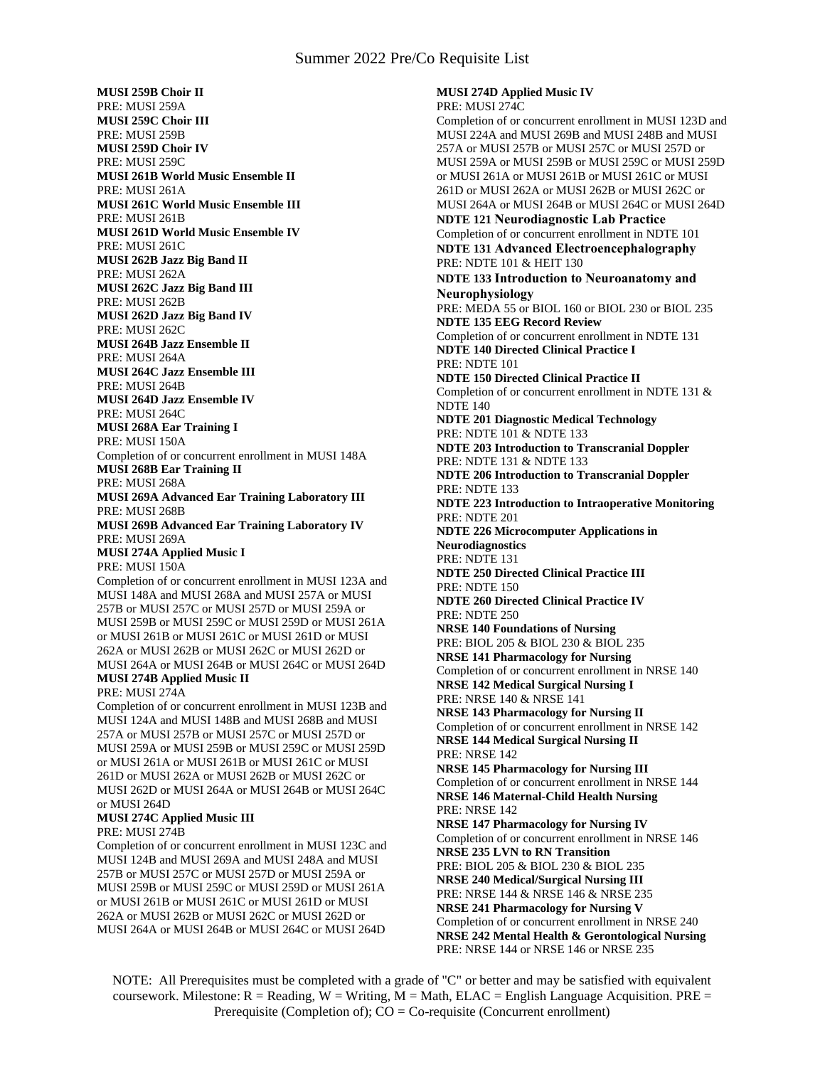**MUSI 259B Choir II**
PRE: MUSI 259A
**MUSI 259C Choir III**
PRE: MUSI 259B
**MUSI 259D Choir IV**
PRE: MUSI 259C
**MUSI 261B World Music Ensemble II**
PRE: MUSI 261A
**MUSI 261C World Music Ensemble III**
PRE: MUSI 261B
**MUSI 261D World Music Ensemble IV**
PRE: MUSI 261C
**MUSI 262B Jazz Big Band II**
PRE: MUSI 262A
**MUSI 262C Jazz Big Band III**
PRE: MUSI 262B
**MUSI 262D Jazz Big Band IV**
PRE: MUSI 262C
**MUSI 264B Jazz Ensemble II**
PRE: MUSI 264A
**MUSI 264C Jazz Ensemble III**
PRE: MUSI 264B
**MUSI 264D Jazz Ensemble IV**
PRE: MUSI 264C
**MUSI 268A Ear Training I**
PRE: MUSI 150A
Completion of or concurrent enrollment in MUSI 148A
**MUSI 268B Ear Training II**
PRE: MUSI 268A
**MUSI 269A Advanced Ear Training Laboratory III**
PRE: MUSI 268B
**MUSI 269B Advanced Ear Training Laboratory IV**
PRE: MUSI 269A
**MUSI 274A Applied Music I**
PRE: MUSI 150A
Completion of or concurrent enrollment in MUSI 123A and MUSI 148A and MUSI 268A and MUSI 257A or MUSI 257B or MUSI 257C or MUSI 257D or MUSI 259A or MUSI 259B or MUSI 259C or MUSI 259D or MUSI 261A or MUSI 261B or MUSI 261C or MUSI 261D or MUSI 262A or MUSI 262B or MUSI 262C or MUSI 262D or MUSI 264A or MUSI 264B or MUSI 264C or MUSI 264D
**MUSI 274B Applied Music II**
PRE: MUSI 274A
Completion of or concurrent enrollment in MUSI 123B and MUSI 124A and MUSI 148B and MUSI 268B and MUSI 257A or MUSI 257B or MUSI 257C or MUSI 257D or MUSI 259A or MUSI 259B or MUSI 259C or MUSI 259D or MUSI 261A or MUSI 261B or MUSI 261C or MUSI 261D or MUSI 262A or MUSI 262B or MUSI 262C or MUSI 262D or MUSI 264A or MUSI 264B or MUSI 264C or MUSI 264D
**MUSI 274C Applied Music III**
PRE: MUSI 274B
Completion of or concurrent enrollment in MUSI 123C and MUSI 124B and MUSI 269A and MUSI 248A and MUSI 257B or MUSI 257C or MUSI 257D or MUSI 259A or MUSI 259B or MUSI 259C or MUSI 259D or MUSI 261A or MUSI 261B or MUSI 261C or MUSI 261D or MUSI 262A or MUSI 262B or MUSI 262C or MUSI 262D or MUSI 264A or MUSI 264B or MUSI 264C or MUSI 264D
**MUSI 274D Applied Music IV**
PRE: MUSI 274C
Completion of or concurrent enrollment in MUSI 123D and MUSI 224A and MUSI 269B and MUSI 248B and MUSI 257A or MUSI 257B or MUSI 257C or MUSI 257D or MUSI 259A or MUSI 259B or MUSI 259C or MUSI 259D or MUSI 261A or MUSI 261B or MUSI 261C or MUSI 261D or MUSI 262A or MUSI 262B or MUSI 262C or MUSI 264A or MUSI 264B or MUSI 264C or MUSI 264D
**NDTE 121 Neurodiagnostic Lab Practice**
Completion of or concurrent enrollment in NDTE 101
**NDTE 131 Advanced Electroencephalography**
PRE: NDTE 101 & HEIT 130
**NDTE 133 Introduction to Neuroanatomy and Neurophysiology**
PRE: MEDA 55 or BIOL 160 or BIOL 230 or BIOL 235
**NDTE 135 EEG Record Review**
Completion of or concurrent enrollment in NDTE 131
**NDTE 140 Directed Clinical Practice I**
PRE: NDTE 101
**NDTE 150 Directed Clinical Practice II**
Completion of or concurrent enrollment in NDTE 131 & NDTE 140
**NDTE 201 Diagnostic Medical Technology**
PRE: NDTE 101 & NDTE 133
**NDTE 203 Introduction to Transcranial Doppler**
PRE: NDTE 131 & NDTE 133
**NDTE 206 Introduction to Transcranial Doppler**
PRE: NDTE 133
**NDTE 223 Introduction to Intraoperative Monitoring**
PRE: NDTE 201
**NDTE 226 Microcomputer Applications in Neurodiagnostics**
PRE: NDTE 131
**NDTE 250 Directed Clinical Practice III**
PRE: NDTE 150
**NDTE 260 Directed Clinical Practice IV**
PRE: NDTE 250
**NRSE 140 Foundations of Nursing**
PRE: BIOL 205 & BIOL 230 & BIOL 235
**NRSE 141 Pharmacology for Nursing**
Completion of or concurrent enrollment in NRSE 140
**NRSE 142 Medical Surgical Nursing I**
PRE: NRSE 140 & NRSE 141
**NRSE 143 Pharmacology for Nursing II**
Completion of or concurrent enrollment in NRSE 142
**NRSE 144 Medical Surgical Nursing II**
PRE: NRSE 142
**NRSE 145 Pharmacology for Nursing III**
Completion of or concurrent enrollment in NRSE 144
**NRSE 146 Maternal-Child Health Nursing**
PRE: NRSE 142
**NRSE 147 Pharmacology for Nursing IV**
Completion of or concurrent enrollment in NRSE 146
**NRSE 235 LVN to RN Transition**
PRE: BIOL 205 & BIOL 230 & BIOL 235
**NRSE 240 Medical/Surgical Nursing III**
PRE: NRSE 144 & NRSE 146 & NRSE 235
**NRSE 241 Pharmacology for Nursing V**
Completion of or concurrent enrollment in NRSE 240
**NRSE 242 Mental Health & Gerontological Nursing**
PRE: NRSE 144 or NRSE 146 or NRSE 235

NOTE: All Prerequisites must be completed with a grade of "C" or better and may be satisfied with equivalent coursework. Milestone: R = Reading, W = Writing, M = Math, ELAC = English Language Acquisition. PRE = Prerequisite (Completion of); CO = Co-requisite (Concurrent enrollment)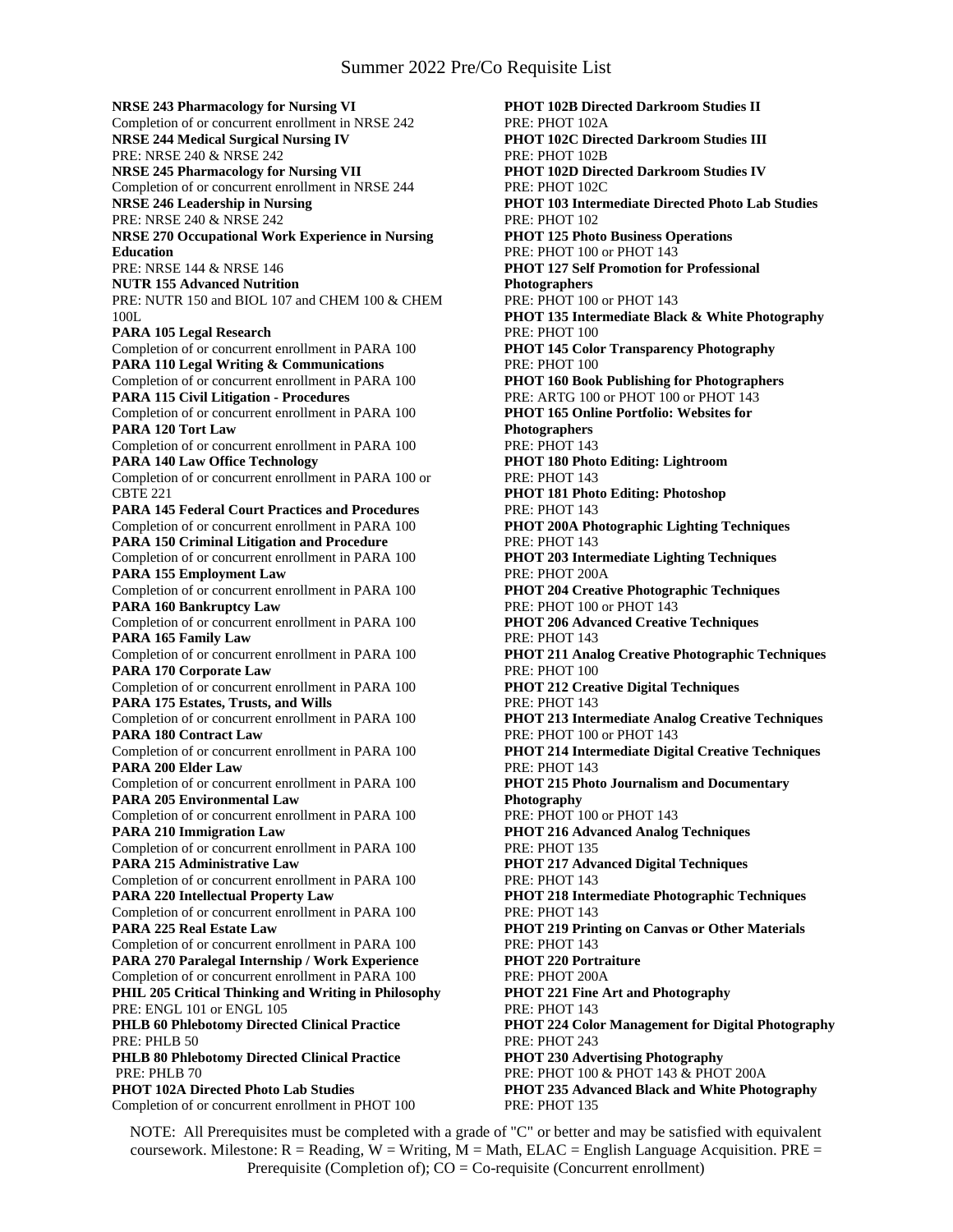# Summer 2022 Pre/Co Requisite List

**NRSE 243 Pharmacology for Nursing VI**
Completion of or concurrent enrollment in NRSE 242
**NRSE 244 Medical Surgical Nursing IV**
PRE: NRSE 240 & NRSE 242
**NRSE 245 Pharmacology for Nursing VII**
Completion of or concurrent enrollment in NRSE 244
**NRSE 246 Leadership in Nursing**
PRE: NRSE 240 & NRSE 242
**NRSE 270 Occupational Work Experience in Nursing Education**
PRE: NRSE 144 & NRSE 146
**NUTR 155 Advanced Nutrition**
PRE: NUTR 150 and BIOL 107 and CHEM 100 & CHEM 100L
**PARA 105 Legal Research**
Completion of or concurrent enrollment in PARA 100
**PARA 110 Legal Writing & Communications**
Completion of or concurrent enrollment in PARA 100
**PARA 115 Civil Litigation - Procedures**
Completion of or concurrent enrollment in PARA 100
**PARA 120 Tort Law**
Completion of or concurrent enrollment in PARA 100
**PARA 140 Law Office Technology**
Completion of or concurrent enrollment in PARA 100 or CBTE 221
**PARA 145 Federal Court Practices and Procedures**
Completion of or concurrent enrollment in PARA 100
**PARA 150 Criminal Litigation and Procedure**
Completion of or concurrent enrollment in PARA 100
**PARA 155 Employment Law**
Completion of or concurrent enrollment in PARA 100
**PARA 160 Bankruptcy Law**
Completion of or concurrent enrollment in PARA 100
**PARA 165 Family Law**
Completion of or concurrent enrollment in PARA 100
**PARA 170 Corporate Law**
Completion of or concurrent enrollment in PARA 100
**PARA 175 Estates, Trusts, and Wills**
Completion of or concurrent enrollment in PARA 100
**PARA 180 Contract Law**
Completion of or concurrent enrollment in PARA 100
**PARA 200 Elder Law**
Completion of or concurrent enrollment in PARA 100
**PARA 205 Environmental Law**
Completion of or concurrent enrollment in PARA 100
**PARA 210 Immigration Law**
Completion of or concurrent enrollment in PARA 100
**PARA 215 Administrative Law**
Completion of or concurrent enrollment in PARA 100
**PARA 220 Intellectual Property Law**
Completion of or concurrent enrollment in PARA 100
**PARA 225 Real Estate Law**
Completion of or concurrent enrollment in PARA 100
**PARA 270 Paralegal Internship / Work Experience**
Completion of or concurrent enrollment in PARA 100
**PHIL 205 Critical Thinking and Writing in Philosophy**
PRE: ENGL 101 or ENGL 105
**PHLB 60 Phlebotomy Directed Clinical Practice**
PRE: PHLB 50
**PHLB 80 Phlebotomy Directed Clinical Practice**
PRE: PHLB 70
**PHOT 102A Directed Photo Lab Studies**
Completion of or concurrent enrollment in PHOT 100
**PHOT 102B Directed Darkroom Studies II**
PRE: PHOT 102A
**PHOT 102C Directed Darkroom Studies III**
PRE: PHOT 102B
**PHOT 102D Directed Darkroom Studies IV**
PRE: PHOT 102C
**PHOT 103 Intermediate Directed Photo Lab Studies**
PRE: PHOT 102
**PHOT 125 Photo Business Operations**
PRE: PHOT 100 or PHOT 143
**PHOT 127 Self Promotion for Professional Photographers**
PRE: PHOT 100 or PHOT 143
**PHOT 135 Intermediate Black & White Photography**
PRE: PHOT 100
**PHOT 145 Color Transparency Photography**
PRE: PHOT 100
**PHOT 160 Book Publishing for Photographers**
PRE: ARTG 100 or PHOT 100 or PHOT 143
**PHOT 165 Online Portfolio: Websites for Photographers**
PRE: PHOT 143
**PHOT 180 Photo Editing: Lightroom**
PRE: PHOT 143
**PHOT 181 Photo Editing: Photoshop**
PRE: PHOT 143
**PHOT 200A Photographic Lighting Techniques**
PRE: PHOT 143
**PHOT 203 Intermediate Lighting Techniques**
PRE: PHOT 200A
**PHOT 204 Creative Photographic Techniques**
PRE: PHOT 100 or PHOT 143
**PHOT 206 Advanced Creative Techniques**
PRE: PHOT 143
**PHOT 211 Analog Creative Photographic Techniques**
PRE: PHOT 100
**PHOT 212 Creative Digital Techniques**
PRE: PHOT 143
**PHOT 213 Intermediate Analog Creative Techniques**
PRE: PHOT 100 or PHOT 143
**PHOT 214 Intermediate Digital Creative Techniques**
PRE: PHOT 143
**PHOT 215 Photo Journalism and Documentary Photography**
PRE: PHOT 100 or PHOT 143
**PHOT 216 Advanced Analog Techniques**
PRE: PHOT 135
**PHOT 217 Advanced Digital Techniques**
PRE: PHOT 143
**PHOT 218 Intermediate Photographic Techniques**
PRE: PHOT 143
**PHOT 219 Printing on Canvas or Other Materials**
PRE: PHOT 143
**PHOT 220 Portraiture**
PRE: PHOT 200A
**PHOT 221 Fine Art and Photography**
PRE: PHOT 143
**PHOT 224 Color Management for Digital Photography**
PRE: PHOT 243
**PHOT 230 Advertising Photography**
PRE: PHOT 100 & PHOT 143 & PHOT 200A
**PHOT 235 Advanced Black and White Photography**
PRE: PHOT 135

NOTE: All Prerequisites must be completed with a grade of "C" or better and may be satisfied with equivalent coursework. Milestone: R = Reading, W = Writing, M = Math, ELAC = English Language Acquisition. PRE = Prerequisite (Completion of); CO = Co-requisite (Concurrent enrollment)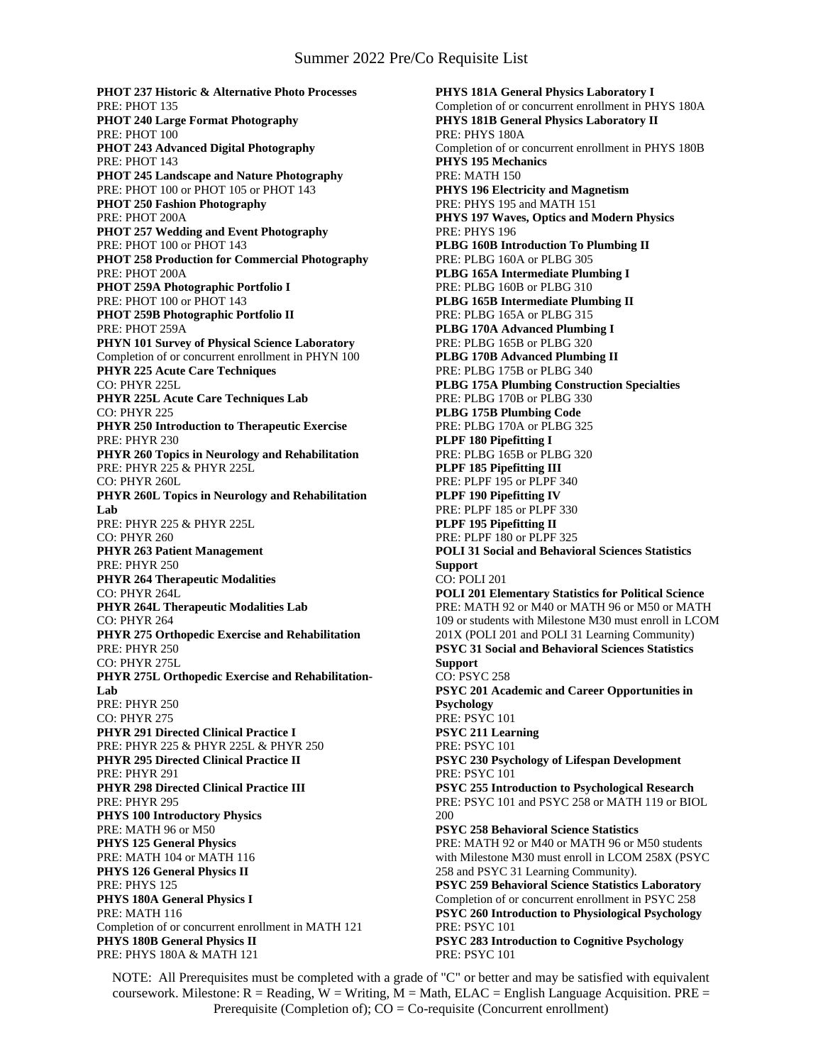# Summer 2022 Pre/Co Requisite List

**PHOT 237 Historic & Alternative Photo Processes**
PRE: PHOT 135
**PHOT 240 Large Format Photography**
PRE: PHOT 100
**PHOT 243 Advanced Digital Photography**
PRE: PHOT 143
**PHOT 245 Landscape and Nature Photography**
PRE: PHOT 100 or PHOT 105 or PHOT 143
**PHOT 250 Fashion Photography**
PRE: PHOT 200A
**PHOT 257 Wedding and Event Photography**
PRE: PHOT 100 or PHOT 143
**PHOT 258 Production for Commercial Photography**
PRE: PHOT 200A
**PHOT 259A Photographic Portfolio I**
PRE: PHOT 100 or PHOT 143
**PHOT 259B Photographic Portfolio II**
PRE: PHOT 259A
**PHYN 101 Survey of Physical Science Laboratory**
Completion of or concurrent enrollment in PHYN 100
**PHYR 225 Acute Care Techniques**
CO: PHYR 225L
**PHYR 225L Acute Care Techniques Lab**
CO: PHYR 225
**PHYR 250 Introduction to Therapeutic Exercise**
PRE: PHYR 230
**PHYR 260 Topics in Neurology and Rehabilitation**
PRE: PHYR 225 & PHYR 225L
CO: PHYR 260L
**PHYR 260L Topics in Neurology and Rehabilitation Lab**
PRE: PHYR 225 & PHYR 225L
CO: PHYR 260
**PHYR 263 Patient Management**
PRE: PHYR 250
**PHYR 264 Therapeutic Modalities**
CO: PHYR 264L
**PHYR 264L Therapeutic Modalities Lab**
CO: PHYR 264
**PHYR 275 Orthopedic Exercise and Rehabilitation**
PRE: PHYR 250
CO: PHYR 275L
**PHYR 275L Orthopedic Exercise and Rehabilitation-Lab**
PRE: PHYR 250
CO: PHYR 275
**PHYR 291 Directed Clinical Practice I**
PRE: PHYR 225 & PHYR 225L & PHYR 250
**PHYR 295 Directed Clinical Practice II**
PRE: PHYR 291
**PHYR 298 Directed Clinical Practice III**
PRE: PHYR 295
**PHYS 100 Introductory Physics**
PRE: MATH 96 or M50
**PHYS 125 General Physics**
PRE: MATH 104 or MATH 116
**PHYS 126 General Physics II**
PRE: PHYS 125
**PHYS 180A General Physics I**
PRE: MATH 116
Completion of or concurrent enrollment in MATH 121
**PHYS 180B General Physics II**
PRE: PHYS 180A & MATH 121
**PHYS 181A General Physics Laboratory I**
Completion of or concurrent enrollment in PHYS 180A
**PHYS 181B General Physics Laboratory II**
PRE: PHYS 180A
Completion of or concurrent enrollment in PHYS 180B
**PHYS 195 Mechanics**
PRE: MATH 150
**PHYS 196 Electricity and Magnetism**
PRE: PHYS 195 and MATH 151
**PHYS 197 Waves, Optics and Modern Physics**
PRE: PHYS 196
**PLBG 160B Introduction To Plumbing II**
PRE: PLBG 160A or PLBG 305
**PLBG 165A Intermediate Plumbing I**
PRE: PLBG 160B or PLBG 310
**PLBG 165B Intermediate Plumbing II**
PRE: PLBG 165A or PLBG 315
**PLBG 170A Advanced Plumbing I**
PRE: PLBG 165B or PLBG 320
**PLBG 170B Advanced Plumbing II**
PRE: PLBG 175B or PLBG 340
**PLBG 175A Plumbing Construction Specialties**
PRE: PLBG 170B or PLBG 330
**PLBG 175B Plumbing Code**
PRE: PLBG 170A or PLBG 325
**PLPF 180 Pipefitting I**
PRE: PLBG 165B or PLBG 320
**PLPF 185 Pipefitting III**
PRE: PLPF 195 or PLPF 340
**PLPF 190 Pipefitting IV**
PRE: PLPF 185 or PLPF 330
**PLPF 195 Pipefitting II**
PRE: PLPF 180 or PLPF 325
**POLI 31 Social and Behavioral Sciences Statistics Support**
CO: POLI 201
**POLI 201 Elementary Statistics for Political Science**
PRE: MATH 92 or M40 or MATH 96 or M50 or MATH 109 or students with Milestone M30 must enroll in LCOM 201X (POLI 201 and POLI 31 Learning Community)
**PSYC 31 Social and Behavioral Sciences Statistics Support**
CO: PSYC 258
**PSYC 201 Academic and Career Opportunities in Psychology**
PRE: PSYC 101
**PSYC 211 Learning**
PRE: PSYC 101
**PSYC 230 Psychology of Lifespan Development**
PRE: PSYC 101
**PSYC 255 Introduction to Psychological Research**
PRE: PSYC 101 and PSYC 258 or MATH 119 or BIOL 200
**PSYC 258 Behavioral Science Statistics**
PRE: MATH 92 or M40 or MATH 96 or M50 students with Milestone M30 must enroll in LCOM 258X (PSYC 258 and PSYC 31 Learning Community).
**PSYC 259 Behavioral Science Statistics Laboratory**
Completion of or concurrent enrollment in PSYC 258
**PSYC 260 Introduction to Physiological Psychology**
PRE: PSYC 101
**PSYC 283 Introduction to Cognitive Psychology**
PRE: PSYC 101

NOTE: All Prerequisites must be completed with a grade of "C" or better and may be satisfied with equivalent coursework. Milestone: R = Reading, W = Writing, M = Math, ELAC = English Language Acquisition. PRE = Prerequisite (Completion of); CO = Co-requisite (Concurrent enrollment)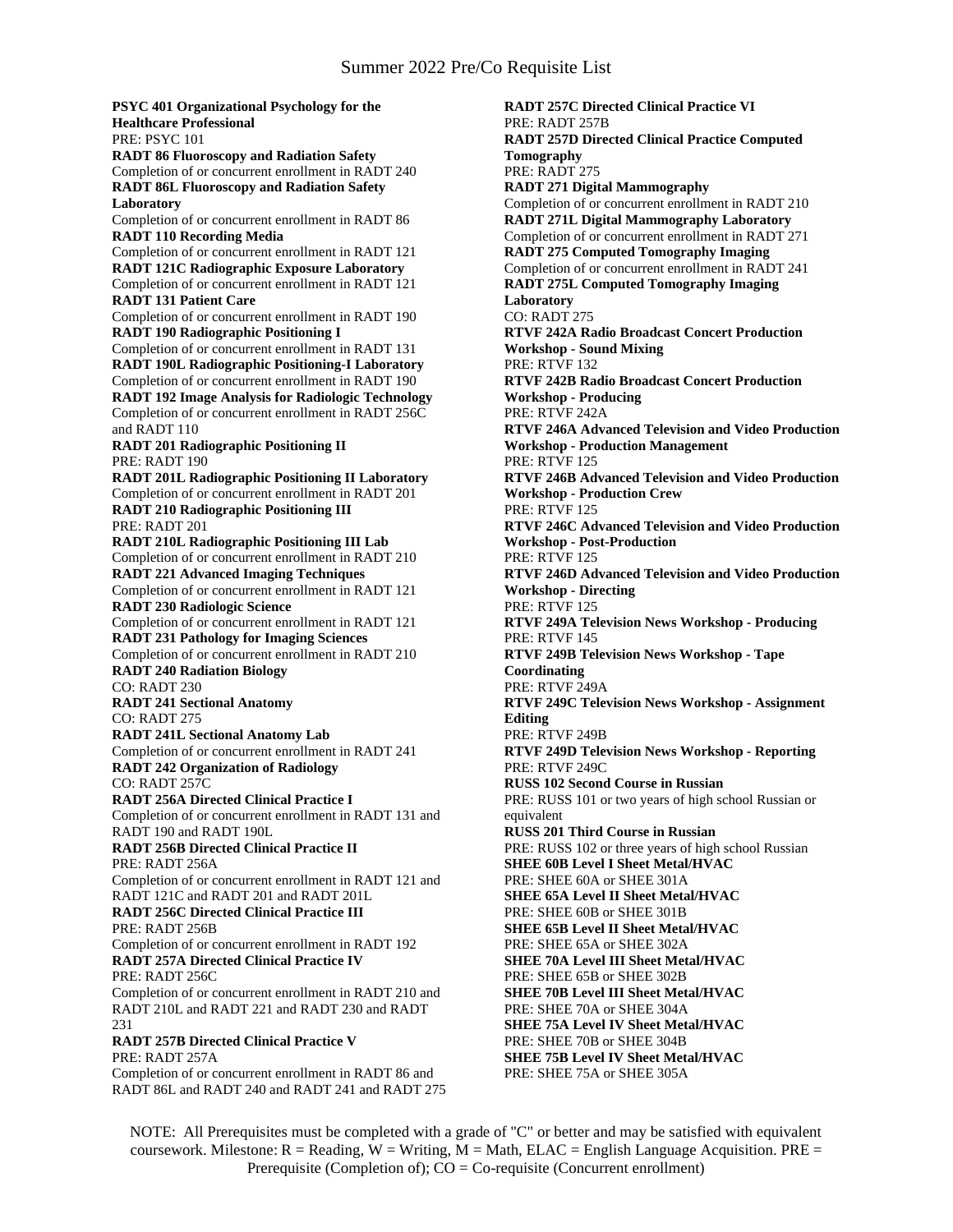**PSYC 401 Organizational Psychology for the Healthcare Professional**
PRE: PSYC 101
**RADT 86 Fluoroscopy and Radiation Safety**
Completion of or concurrent enrollment in RADT 240
**RADT 86L Fluoroscopy and Radiation Safety Laboratory**
Completion of or concurrent enrollment in RADT 86
**RADT 110 Recording Media**
Completion of or concurrent enrollment in RADT 121
**RADT 121C Radiographic Exposure Laboratory**
Completion of or concurrent enrollment in RADT 121
**RADT 131 Patient Care**
Completion of or concurrent enrollment in RADT 190
**RADT 190 Radiographic Positioning I**
Completion of or concurrent enrollment in RADT 131
**RADT 190L Radiographic Positioning-I Laboratory**
Completion of or concurrent enrollment in RADT 190
**RADT 192 Image Analysis for Radiologic Technology**
Completion of or concurrent enrollment in RADT 256C and RADT 110
**RADT 201 Radiographic Positioning II**
PRE: RADT 190
**RADT 201L Radiographic Positioning II Laboratory**
Completion of or concurrent enrollment in RADT 201
**RADT 210 Radiographic Positioning III**
PRE: RADT 201
**RADT 210L Radiographic Positioning III Lab**
Completion of or concurrent enrollment in RADT 210
**RADT 221 Advanced Imaging Techniques**
Completion of or concurrent enrollment in RADT 121
**RADT 230 Radiologic Science**
Completion of or concurrent enrollment in RADT 121
**RADT 231 Pathology for Imaging Sciences**
Completion of or concurrent enrollment in RADT 210
**RADT 240 Radiation Biology**
CO: RADT 230
**RADT 241 Sectional Anatomy**
CO: RADT 275
**RADT 241L Sectional Anatomy Lab**
Completion of or concurrent enrollment in RADT 241
**RADT 242 Organization of Radiology**
CO: RADT 257C
**RADT 256A Directed Clinical Practice I**
Completion of or concurrent enrollment in RADT 131 and RADT 190 and RADT 190L
**RADT 256B Directed Clinical Practice II**
PRE: RADT 256A
Completion of or concurrent enrollment in RADT 121 and RADT 121C and RADT 201 and RADT 201L
**RADT 256C Directed Clinical Practice III**
PRE: RADT 256B
Completion of or concurrent enrollment in RADT 192
**RADT 257A Directed Clinical Practice IV**
PRE: RADT 256C
Completion of or concurrent enrollment in RADT 210 and RADT 210L and RADT 221 and RADT 230 and RADT 231
**RADT 257B Directed Clinical Practice V**
PRE: RADT 257A
Completion of or concurrent enrollment in RADT 86 and RADT 86L and RADT 240 and RADT 241 and RADT 275
**RADT 257C Directed Clinical Practice VI**
PRE: RADT 257B
**RADT 257D Directed Clinical Practice Computed Tomography**
PRE: RADT 275
**RADT 271 Digital Mammography**
Completion of or concurrent enrollment in RADT 210
**RADT 271L Digital Mammography Laboratory**
Completion of or concurrent enrollment in RADT 271
**RADT 275 Computed Tomography Imaging**
Completion of or concurrent enrollment in RADT 241
**RADT 275L Computed Tomography Imaging Laboratory**
CO: RADT 275
**RTVF 242A Radio Broadcast Concert Production Workshop - Sound Mixing**
PRE: RTVF 132
**RTVF 242B Radio Broadcast Concert Production Workshop - Producing**
PRE: RTVF 242A
**RTVF 246A Advanced Television and Video Production Workshop - Production Management**
PRE: RTVF 125
**RTVF 246B Advanced Television and Video Production Workshop - Production Crew**
PRE: RTVF 125
**RTVF 246C Advanced Television and Video Production Workshop - Post-Production**
PRE: RTVF 125
**RTVF 246D Advanced Television and Video Production Workshop - Directing**
PRE: RTVF 125
**RTVF 249A Television News Workshop - Producing**
PRE: RTVF 145
**RTVF 249B Television News Workshop - Tape Coordinating**
PRE: RTVF 249A
**RTVF 249C Television News Workshop - Assignment Editing**
PRE: RTVF 249B
**RTVF 249D Television News Workshop - Reporting**
PRE: RTVF 249C
**RUSS 102 Second Course in Russian**
PRE: RUSS 101 or two years of high school Russian or equivalent
**RUSS 201 Third Course in Russian**
PRE: RUSS 102 or three years of high school Russian
**SHEE 60B Level I Sheet Metal/HVAC**
PRE: SHEE 60A or SHEE 301A
**SHEE 65A Level II Sheet Metal/HVAC**
PRE: SHEE 60B or SHEE 301B
**SHEE 65B Level II Sheet Metal/HVAC**
PRE: SHEE 65A or SHEE 302A
**SHEE 70A Level III Sheet Metal/HVAC**
PRE: SHEE 65B or SHEE 302B
**SHEE 70B Level III Sheet Metal/HVAC**
PRE: SHEE 70A or SHEE 304A
**SHEE 75A Level IV Sheet Metal/HVAC**
PRE: SHEE 70B or SHEE 304B
**SHEE 75B Level IV Sheet Metal/HVAC**
PRE: SHEE 75A or SHEE 305A

NOTE: All Prerequisites must be completed with a grade of "C" or better and may be satisfied with equivalent coursework. Milestone: R = Reading, W = Writing, M = Math, ELAC = English Language Acquisition. PRE = Prerequisite (Completion of); CO = Co-requisite (Concurrent enrollment)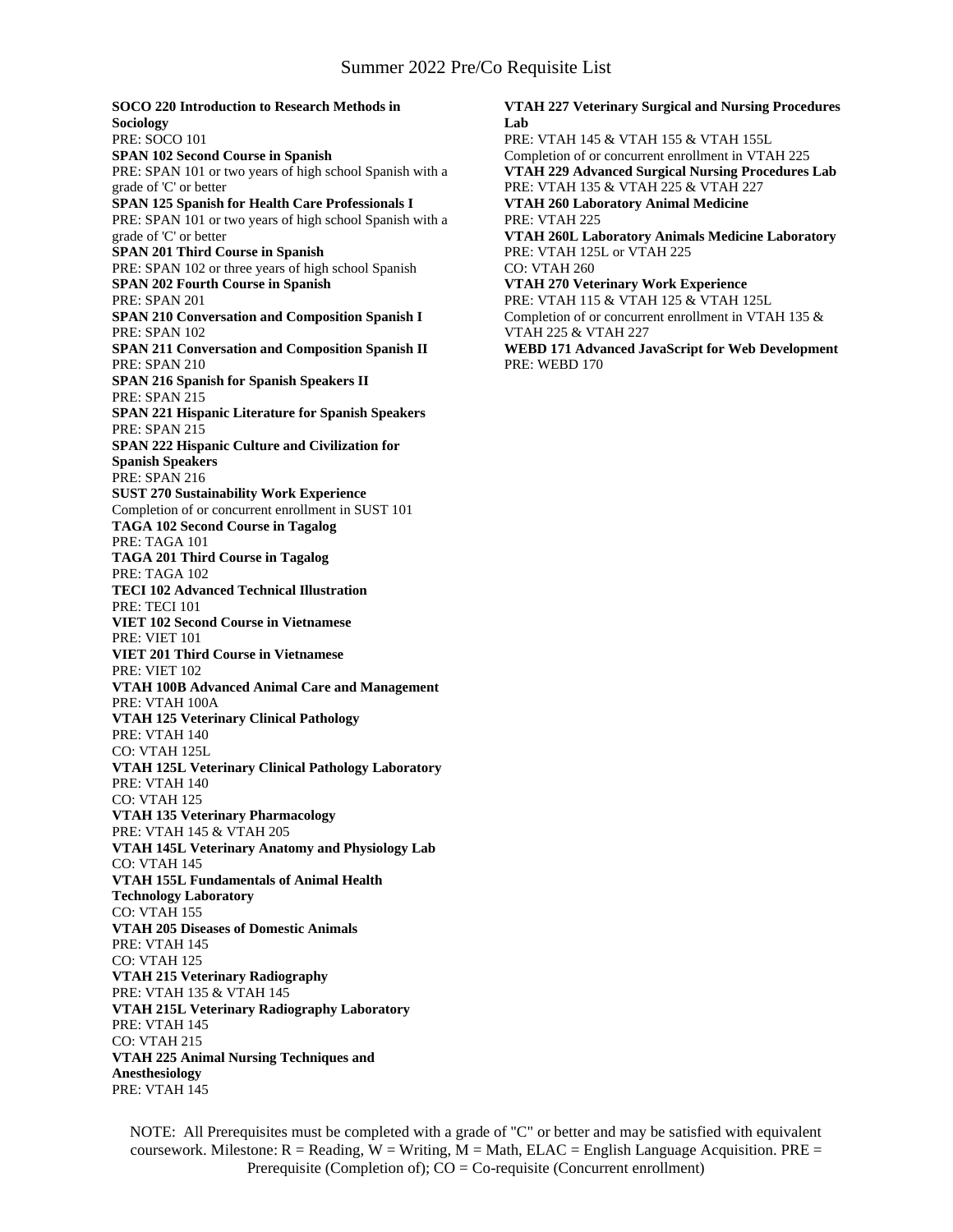**SOCO 220 Introduction to Research Methods in Sociology**
PRE: SOCO 101
**SPAN 102 Second Course in Spanish**
PRE: SPAN 101 or two years of high school Spanish with a grade of 'C' or better
**SPAN 125 Spanish for Health Care Professionals I**
PRE: SPAN 101 or two years of high school Spanish with a grade of 'C' or better
**SPAN 201 Third Course in Spanish**
PRE: SPAN 102 or three years of high school Spanish
**SPAN 202 Fourth Course in Spanish**
PRE: SPAN 201
**SPAN 210 Conversation and Composition Spanish I**
PRE: SPAN 102
**SPAN 211 Conversation and Composition Spanish II**
PRE: SPAN 210
**SPAN 216 Spanish for Spanish Speakers II**
PRE: SPAN 215
**SPAN 221 Hispanic Literature for Spanish Speakers**
PRE: SPAN 215
**SPAN 222 Hispanic Culture and Civilization for Spanish Speakers**
PRE: SPAN 216
**SUST 270 Sustainability Work Experience**
Completion of or concurrent enrollment in SUST 101
**TAGA 102 Second Course in Tagalog**
PRE: TAGA 101
**TAGA 201 Third Course in Tagalog**
PRE: TAGA 102
**TECI 102 Advanced Technical Illustration**
PRE: TECI 101
**VIET 102 Second Course in Vietnamese**
PRE: VIET 101
**VIET 201 Third Course in Vietnamese**
PRE: VIET 102
**VTAH 100B Advanced Animal Care and Management**
PRE: VTAH 100A
**VTAH 125 Veterinary Clinical Pathology**
PRE: VTAH 140
CO: VTAH 125L
**VTAH 125L Veterinary Clinical Pathology Laboratory**
PRE: VTAH 140
CO: VTAH 125
**VTAH 135 Veterinary Pharmacology**
PRE: VTAH 145 & VTAH 205
**VTAH 145L Veterinary Anatomy and Physiology Lab**
CO: VTAH 145
**VTAH 155L Fundamentals of Animal Health Technology Laboratory**
CO: VTAH 155
**VTAH 205 Diseases of Domestic Animals**
PRE: VTAH 145
CO: VTAH 125
**VTAH 215 Veterinary Radiography**
PRE: VTAH 135 & VTAH 145
**VTAH 215L Veterinary Radiography Laboratory**
PRE: VTAH 145
CO: VTAH 215
**VTAH 225 Animal Nursing Techniques and Anesthesiology**
PRE: VTAH 145
**VTAH 227 Veterinary Surgical and Nursing Procedures Lab**
PRE: VTAH 145 & VTAH 155 & VTAH 155L
Completion of or concurrent enrollment in VTAH 225
**VTAH 229 Advanced Surgical Nursing Procedures Lab**
PRE: VTAH 135 & VTAH 225 & VTAH 227
**VTAH 260 Laboratory Animal Medicine**
PRE: VTAH 225
**VTAH 260L Laboratory Animals Medicine Laboratory**
PRE: VTAH 125L or VTAH 225
CO: VTAH 260
**VTAH 270 Veterinary Work Experience**
PRE: VTAH 115 & VTAH 125 & VTAH 125L
Completion of or concurrent enrollment in VTAH 135 & VTAH 225 & VTAH 227
**WEBD 171 Advanced JavaScript for Web Development**
PRE: WEBD 170

NOTE: All Prerequisites must be completed with a grade of "C" or better and may be satisfied with equivalent coursework. Milestone: R = Reading, W = Writing, M = Math, ELAC = English Language Acquisition. PRE = Prerequisite (Completion of); CO = Co-requisite (Concurrent enrollment)